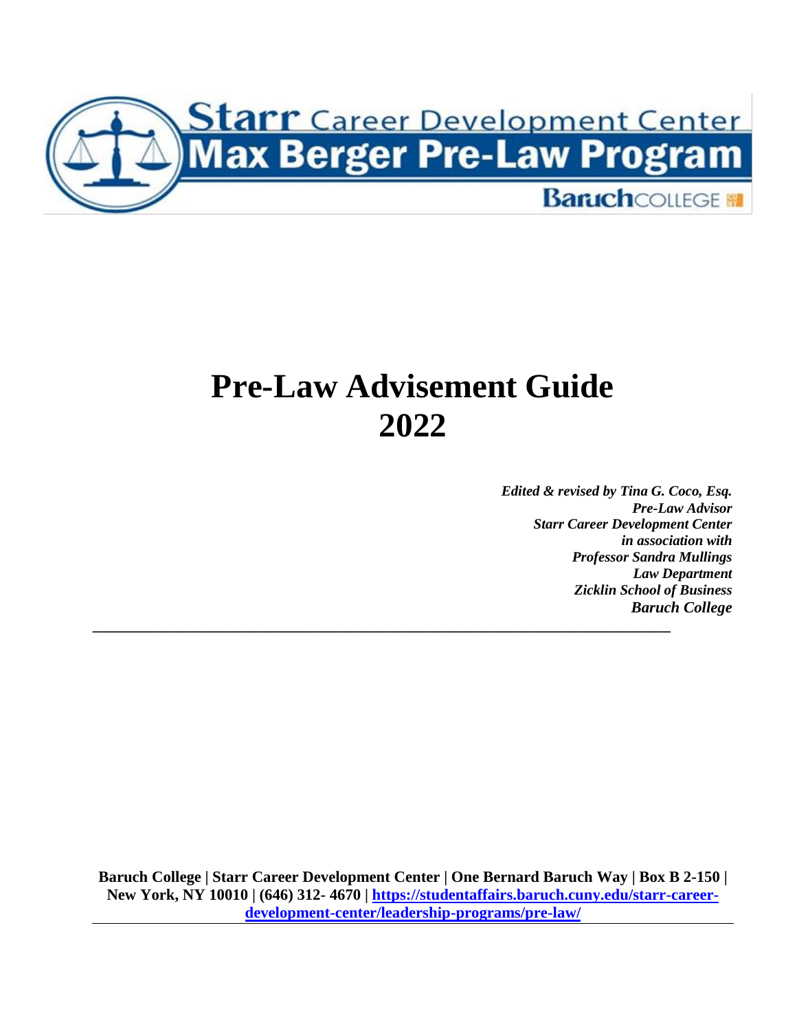Starr Career Development Center
Max Berger Pre-Law Program
Baruch COLLEGE

# Pre-Law Advisement Guide 2022

***Edited & revised by Tina G. Coco, Esq.***
***Pre-Law Advisor***
***Starr Career Development Center***
***in association with***
***Professor Sandra Mullings***
***Law Department***
***Zicklin School of Business***
***Baruch College***

---

**Baruch College | Starr Career Development Center | One Bernard Baruch Way | Box B 2-150 | New York, NY 10010 | (646) 312- 4670 | [https://studentaffairs.baruch.cuny.edu/starr-career-development-center/leadership-programs/pre-law/](https://studentaffairs.baruch.cuny.edu/starr-career-development-center/leadership-programs/pre-law/)**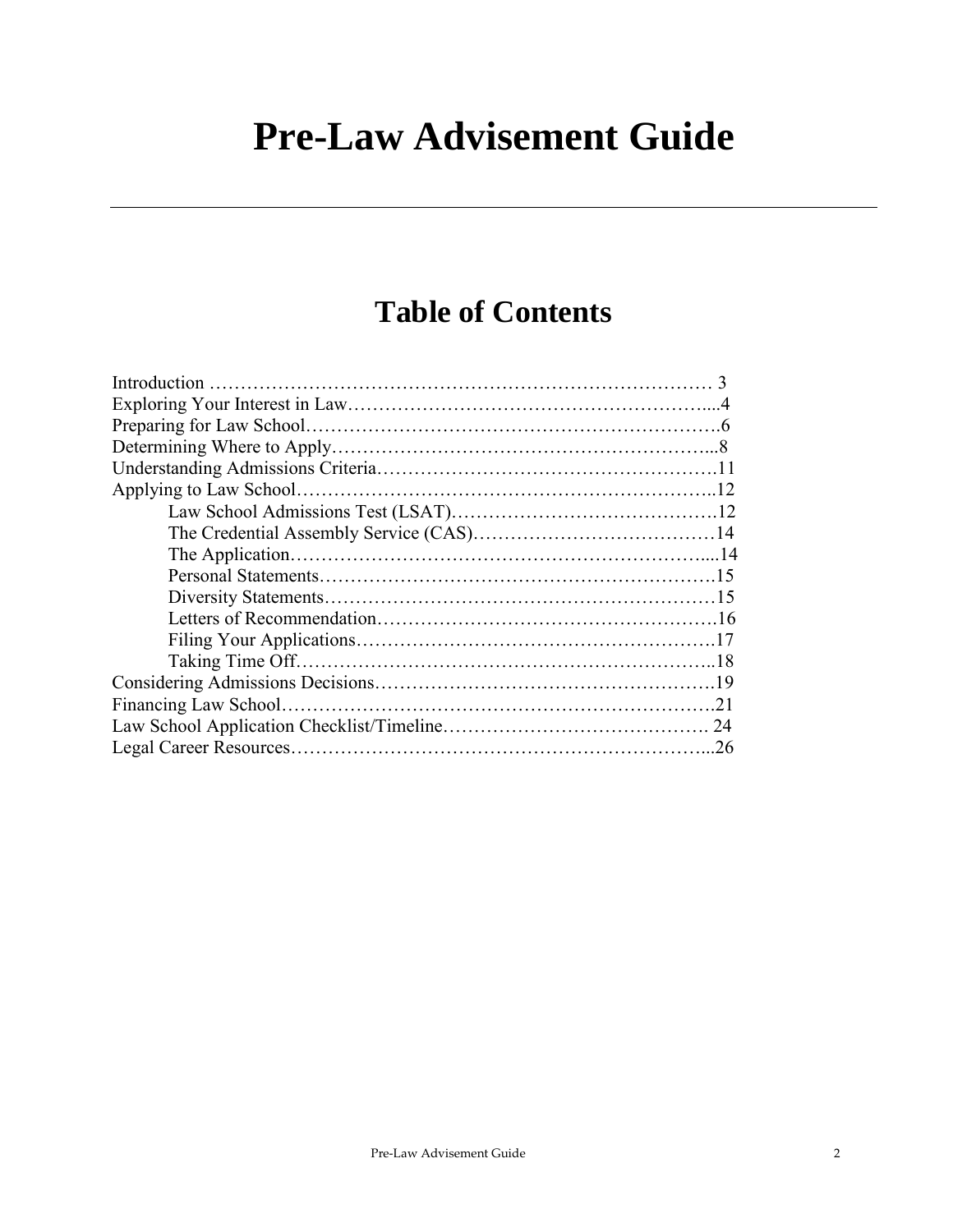# Pre-Law Advisement Guide

---

## Table of Contents

Introduction ………………………………………………………………………… 3
Exploring Your Interest in Law…………………………………………………....4
Preparing for Law School……………………………………………………….6
Determining Where to Apply……………………………………………………...8
Understanding Admissions Criteria……………………………………………….11
Applying to Law School…………………………………………………………..12
    Law School Admissions Test (LSAT)……………………………………….12
    The Credential Assembly Service (CAS)…………………………………14
    The Application……………………………………………………………....14
    Personal Statements……………………………………………………….15
    Diversity Statements………………………………………………………15
    Letters of Recommendation……………………………………………….16
    Filing Your Applications………………………………………………….17
    Taking Time Off…………………………………………………………..18
Considering Admissions Decisions……………………………………………….19
Financing Law School…………………………………………………………….21
Law School Application Checklist/Timeline……………………………………. 24
Legal Career Resources…………………………………………………………...26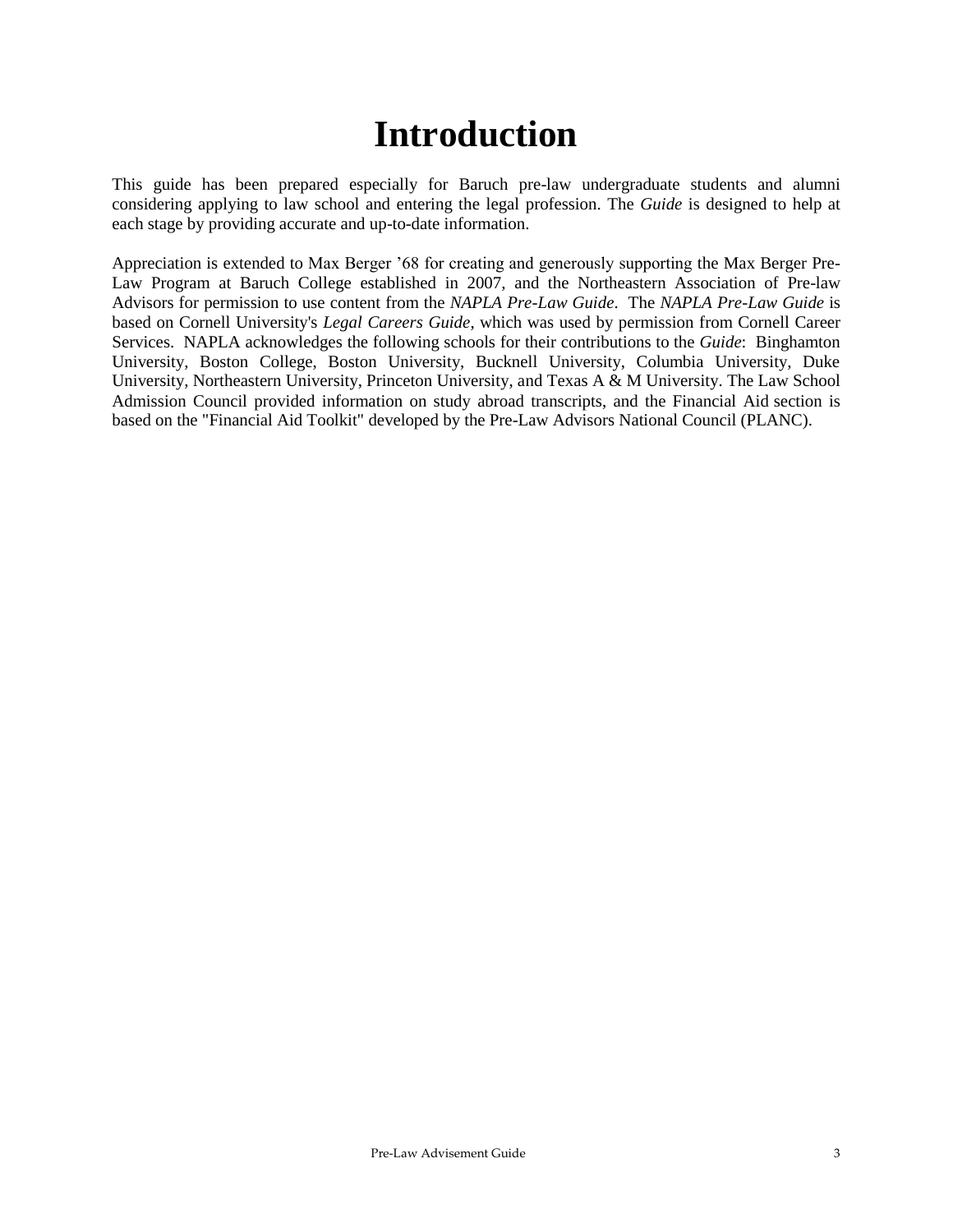# Introduction

This guide has been prepared especially for Baruch pre-law undergraduate students and alumni considering applying to law school and entering the legal profession. The *Guide* is designed to help at each stage by providing accurate and up-to-date information.

Appreciation is extended to Max Berger '68 for creating and generously supporting the Max Berger Pre-Law Program at Baruch College established in 2007, and the Northeastern Association of Pre-law Advisors for permission to use content from the *NAPLA Pre-Law Guide*. The *NAPLA Pre-Law Guide* is based on Cornell University's *Legal Careers Guide*, which was used by permission from Cornell Career Services. NAPLA acknowledges the following schools for their contributions to the *Guide*: Binghamton University, Boston College, Boston University, Bucknell University, Columbia University, Duke University, Northeastern University, Princeton University, and Texas A & M University. The Law School Admission Council provided information on study abroad transcripts, and the Financial Aid section is based on the "Financial Aid Toolkit" developed by the Pre-Law Advisors National Council (PLANC).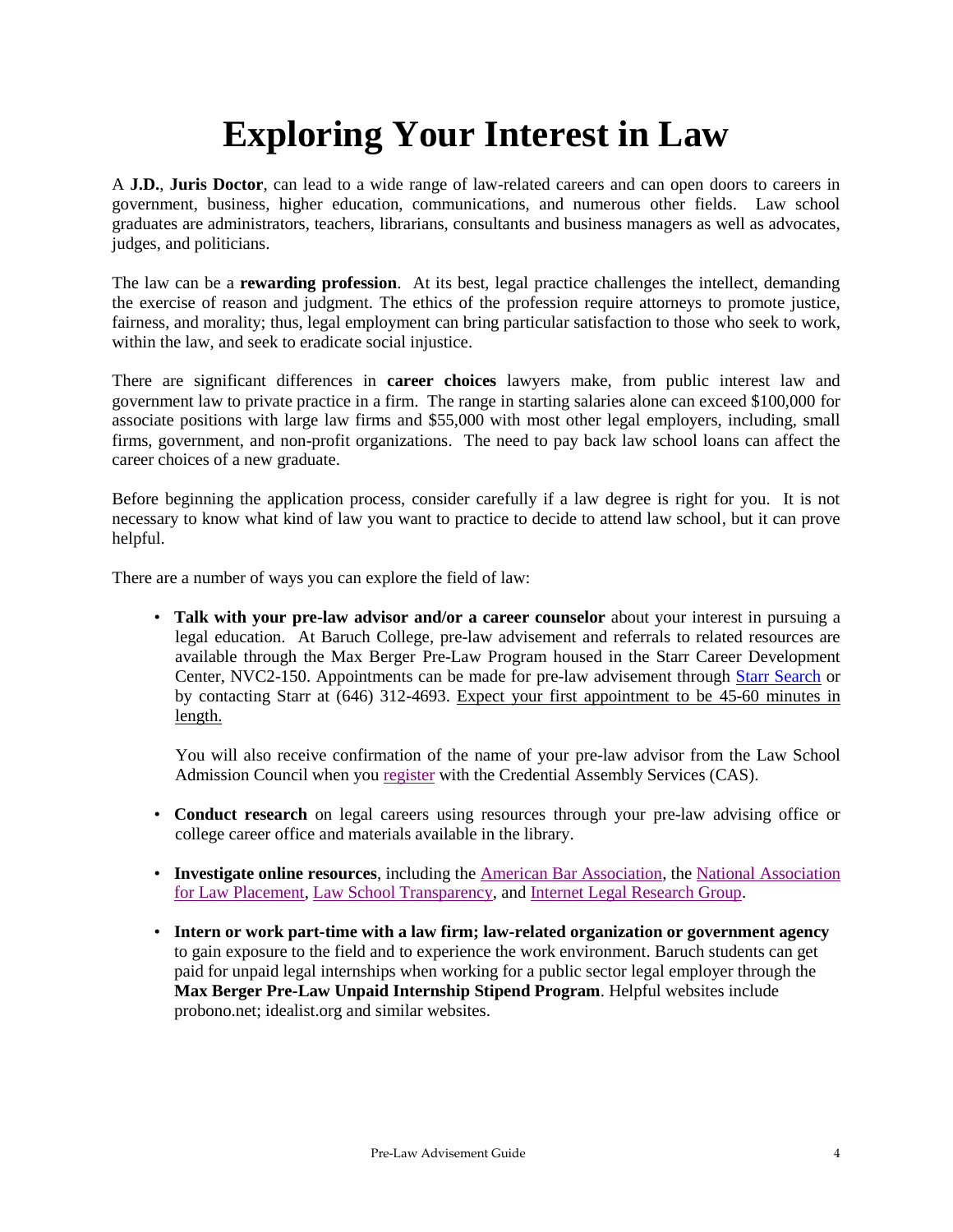# Exploring Your Interest in Law

A **J.D.**, **Juris Doctor**, can lead to a wide range of law-related careers and can open doors to careers in government, business, higher education, communications, and numerous other fields. Law school graduates are administrators, teachers, librarians, consultants and business managers as well as advocates, judges, and politicians.

The law can be a **rewarding profession**. At its best, legal practice challenges the intellect, demanding the exercise of reason and judgment. The ethics of the profession require attorneys to promote justice, fairness, and morality; thus, legal employment can bring particular satisfaction to those who seek to work, within the law, and seek to eradicate social injustice.

There are significant differences in **career choices** lawyers make, from public interest law and government law to private practice in a firm. The range in starting salaries alone can exceed $100,000 for associate positions with large law firms and $55,000 with most other legal employers, including, small firms, government, and non-profit organizations. The need to pay back law school loans can affect the career choices of a new graduate.

Before beginning the application process, consider carefully if a law degree is right for you. It is not necessary to know what kind of law you want to practice to decide to attend law school, but it can prove helpful.

There are a number of ways you can explore the field of law:

- **Talk with your pre-law advisor and/or a career counselor** about your interest in pursuing a legal education. At Baruch College, pre-law advisement and referrals to related resources are available through the Max Berger Pre-Law Program housed in the Starr Career Development Center, NVC2-150. Appointments can be made for pre-law advisement through Starr Search or by contacting Starr at (646) 312-4693. Expect your first appointment to be 45-60 minutes in length.

  You will also receive confirmation of the name of your pre-law advisor from the Law School Admission Council when you register with the Credential Assembly Services (CAS).

- **Conduct research** on legal careers using resources through your pre-law advising office or college career office and materials available in the library.

- **Investigate online resources**, including the American Bar Association, the National Association for Law Placement, Law School Transparency, and Internet Legal Research Group.

- **Intern or work part-time with a law firm; law-related organization or government agency** to gain exposure to the field and to experience the work environment. Baruch students can get paid for unpaid legal internships when working for a public sector legal employer through the **Max Berger Pre-Law Unpaid Internship Stipend Program**. Helpful websites include probono.net; idealist.org and similar websites.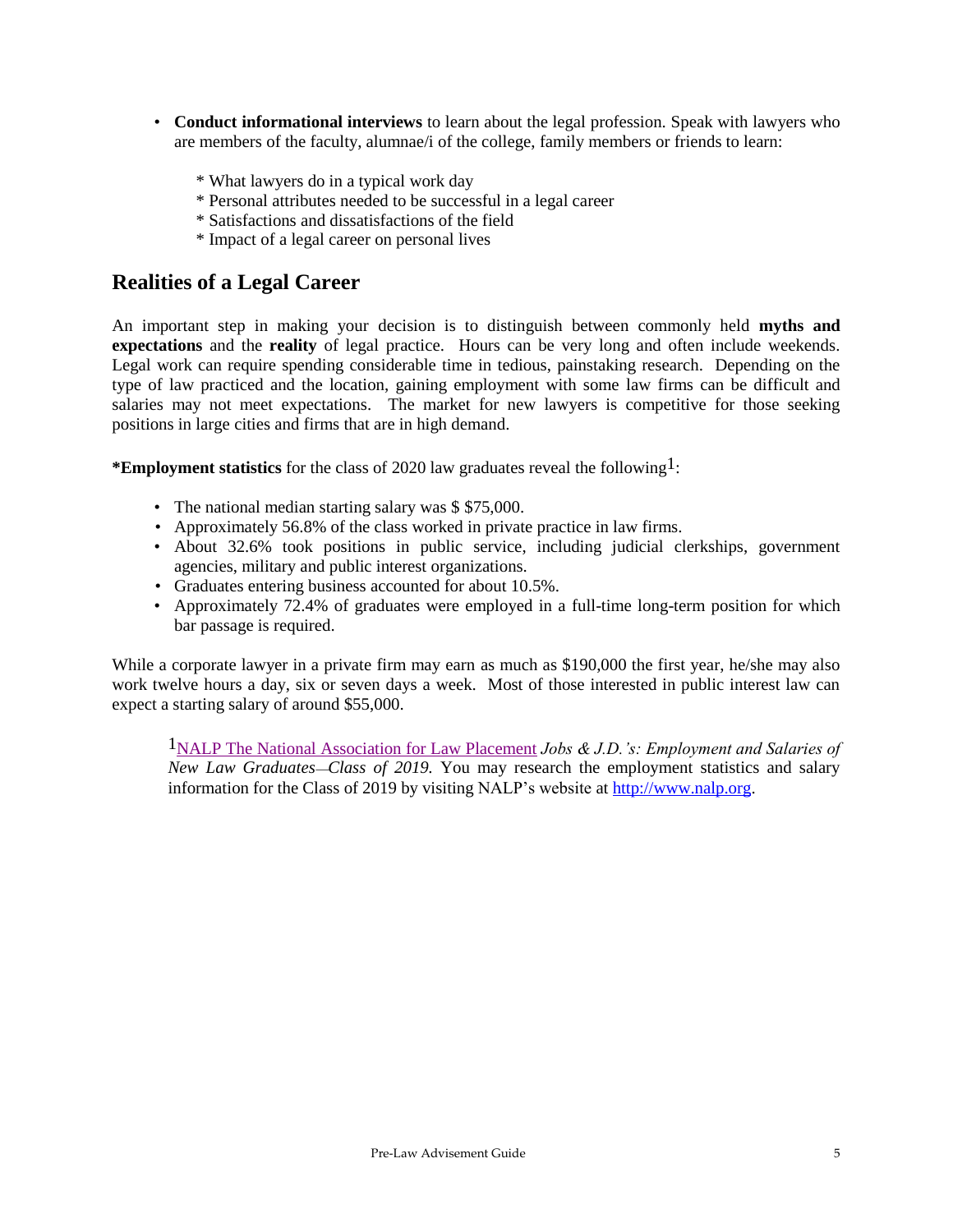- **Conduct informational interviews** to learn about the legal profession. Speak with lawyers who are members of the faculty, alumnae/i of the college, family members or friends to learn:

  * What lawyers do in a typical work day
  * Personal attributes needed to be successful in a legal career
  * Satisfactions and dissatisfactions of the field
  * Impact of a legal career on personal lives

## Realities of a Legal Career

An important step in making your decision is to distinguish between commonly held **myths and expectations** and the **reality** of legal practice. Hours can be very long and often include weekends. Legal work can require spending considerable time in tedious, painstaking research. Depending on the type of law practiced and the location, gaining employment with some law firms can be difficult and salaries may not meet expectations. The market for new lawyers is competitive for those seeking positions in large cities and firms that are in high demand.

***Employment statistics** for the class of 2020 law graduates reveal the following[1]:

- The national median starting salary was $ $75,000.
- Approximately 56.8% of the class worked in private practice in law firms.
- About 32.6% took positions in public service, including judicial clerkships, government agencies, military and public interest organizations.
- Graduates entering business accounted for about 10.5%.
- Approximately 72.4% of graduates were employed in a full-time long-term position for which bar passage is required.

While a corporate lawyer in a private firm may earn as much as $190,000 the first year, he/she may also work twelve hours a day, six or seven days a week. Most of those interested in public interest law can expect a starting salary of around $55,000.

[1]NALP The National Association for Law Placement *Jobs & J.D.'s: Employment and Salaries of New Law Graduates—Class of 2019.* You may research the employment statistics and salary information for the Class of 2019 by visiting NALP's website at http://www.nalp.org.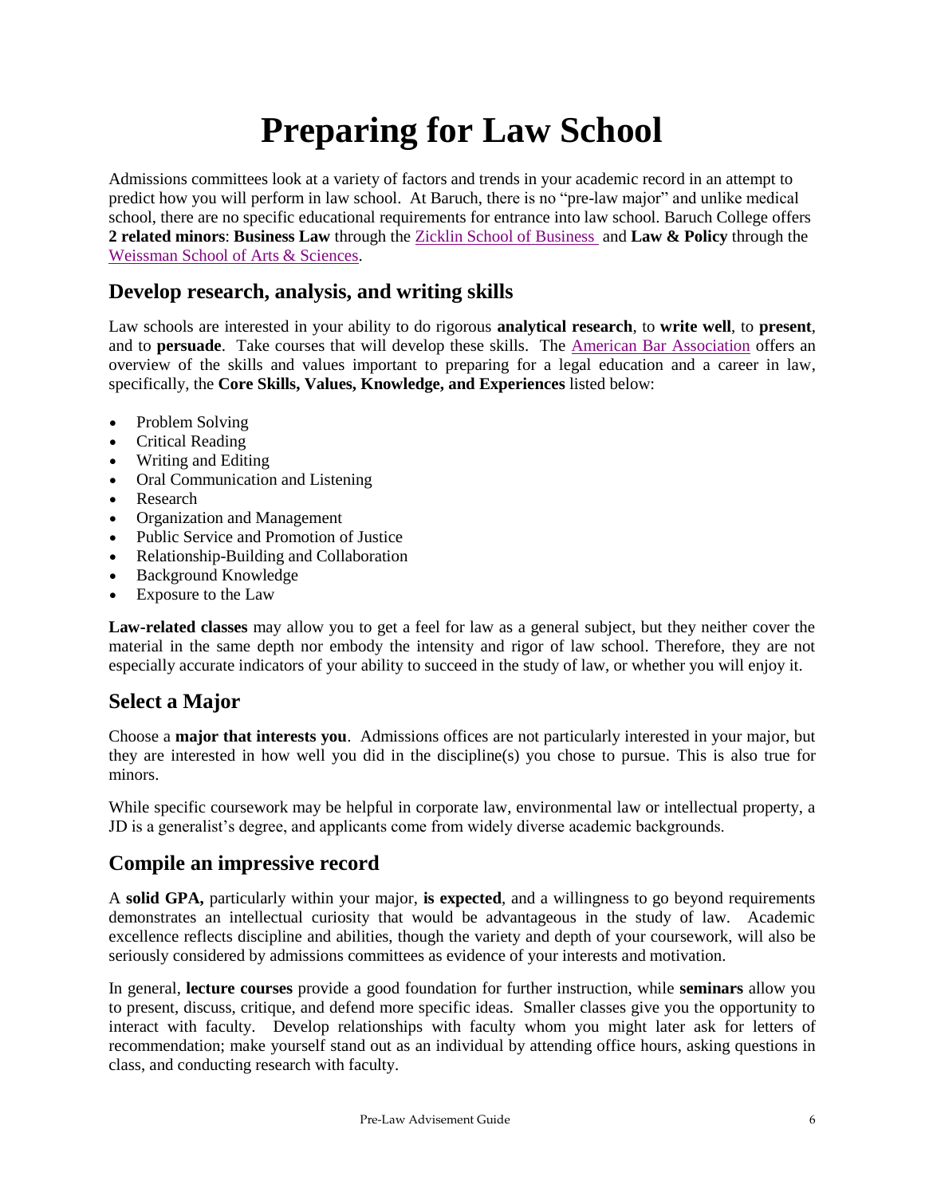# Preparing for Law School

Admissions committees look at a variety of factors and trends in your academic record in an attempt to predict how you will perform in law school. At Baruch, there is no "pre-law major" and unlike medical school, there are no specific educational requirements for entrance into law school. Baruch College offers **2 related minors**: **Business Law** through the Zicklin School of Business and **Law & Policy** through the Weissman School of Arts & Sciences.

## Develop research, analysis, and writing skills

Law schools are interested in your ability to do rigorous **analytical research**, to **write well**, to **present**, and to **persuade**. Take courses that will develop these skills. The American Bar Association offers an overview of the skills and values important to preparing for a legal education and a career in law, specifically, the **Core Skills, Values, Knowledge, and Experiences** listed below:

- Problem Solving
- Critical Reading
- Writing and Editing
- Oral Communication and Listening
- Research
- Organization and Management
- Public Service and Promotion of Justice
- Relationship-Building and Collaboration
- Background Knowledge
- Exposure to the Law

**Law-related classes** may allow you to get a feel for law as a general subject, but they neither cover the material in the same depth nor embody the intensity and rigor of law school. Therefore, they are not especially accurate indicators of your ability to succeed in the study of law, or whether you will enjoy it.

## Select a Major

Choose a **major that interests you**. Admissions offices are not particularly interested in your major, but they are interested in how well you did in the discipline(s) you chose to pursue. This is also true for minors.

While specific coursework may be helpful in corporate law, environmental law or intellectual property, a JD is a generalist's degree, and applicants come from widely diverse academic backgrounds.

## Compile an impressive record

A **solid GPA,** particularly within your major, **is expected**, and a willingness to go beyond requirements demonstrates an intellectual curiosity that would be advantageous in the study of law. Academic excellence reflects discipline and abilities, though the variety and depth of your coursework, will also be seriously considered by admissions committees as evidence of your interests and motivation.

In general, **lecture courses** provide a good foundation for further instruction, while **seminars** allow you to present, discuss, critique, and defend more specific ideas. Smaller classes give you the opportunity to interact with faculty. Develop relationships with faculty whom you might later ask for letters of recommendation; make yourself stand out as an individual by attending office hours, asking questions in class, and conducting research with faculty.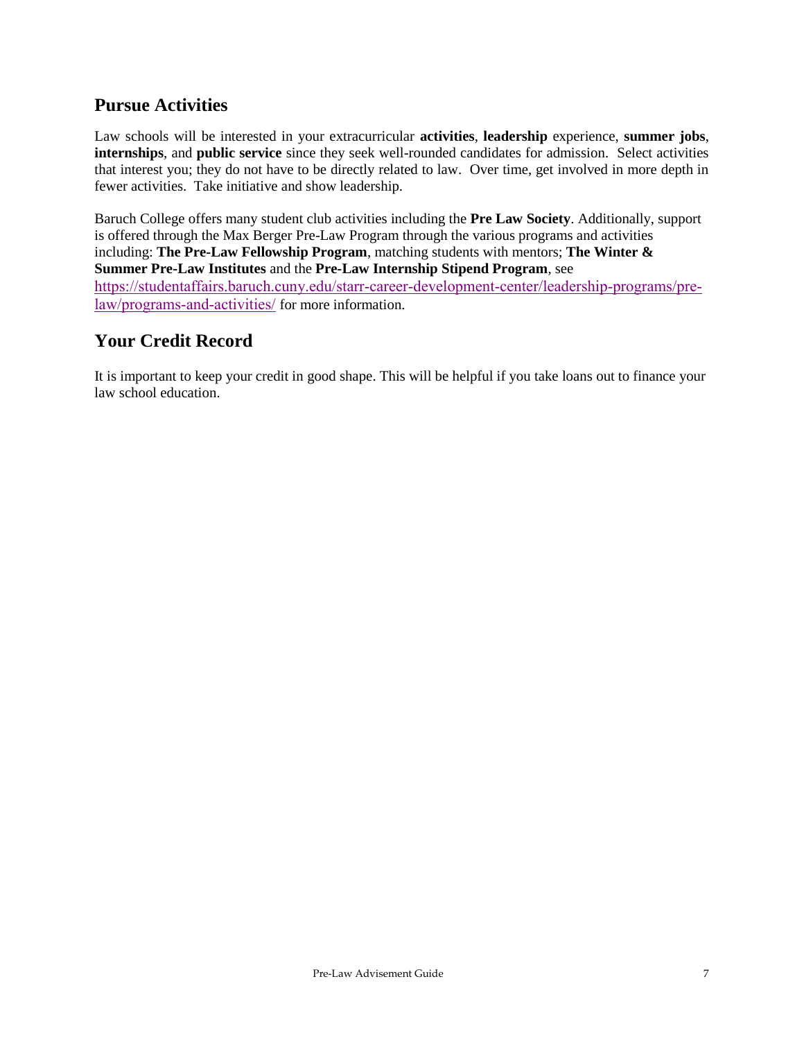## Pursue Activities

Law schools will be interested in your extracurricular **activities**, **leadership** experience, **summer jobs**, **internships**, and **public service** since they seek well-rounded candidates for admission. Select activities that interest you; they do not have to be directly related to law. Over time, get involved in more depth in fewer activities. Take initiative and show leadership.

Baruch College offers many student club activities including the **Pre Law Society**. Additionally, support is offered through the Max Berger Pre-Law Program through the various programs and activities including: **The Pre-Law Fellowship Program**, matching students with mentors; **The Winter & Summer Pre-Law Institutes** and the **Pre-Law Internship Stipend Program**, see https://studentaffairs.baruch.cuny.edu/starr-career-development-center/leadership-programs/pre-law/programs-and-activities/ for more information.

## Your Credit Record

It is important to keep your credit in good shape. This will be helpful if you take loans out to finance your law school education.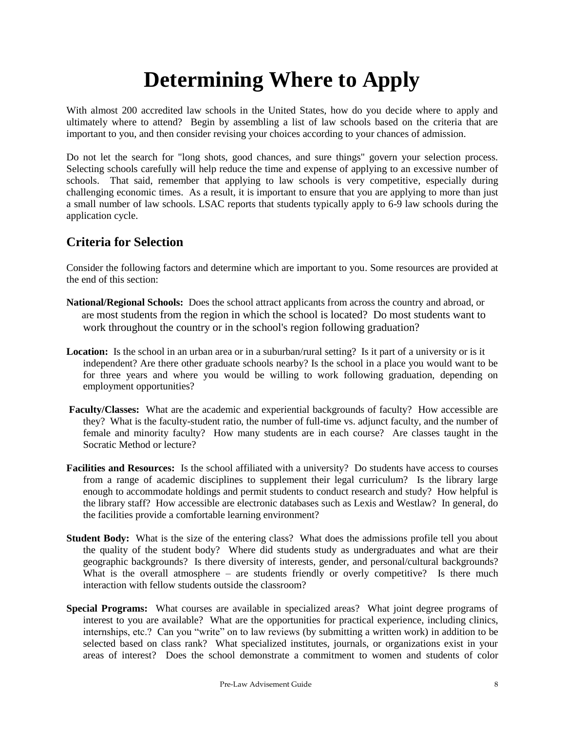# Determining Where to Apply

With almost 200 accredited law schools in the United States, how do you decide where to apply and ultimately where to attend? Begin by assembling a list of law schools based on the criteria that are important to you, and then consider revising your choices according to your chances of admission.

Do not let the search for "long shots, good chances, and sure things" govern your selection process. Selecting schools carefully will help reduce the time and expense of applying to an excessive number of schools. That said, remember that applying to law schools is very competitive, especially during challenging economic times. As a result, it is important to ensure that you are applying to more than just a small number of law schools. LSAC reports that students typically apply to 6-9 law schools during the application cycle.

## Criteria for Selection

Consider the following factors and determine which are important to you. Some resources are provided at the end of this section:

**National/Regional Schools:** Does the school attract applicants from across the country and abroad, or are most students from the region in which the school is located? Do most students want to work throughout the country or in the school's region following graduation?

**Location:** Is the school in an urban area or in a suburban/rural setting? Is it part of a university or is it independent? Are there other graduate schools nearby? Is the school in a place you would want to be for three years and where you would be willing to work following graduation, depending on employment opportunities?

**Faculty/Classes:** What are the academic and experiential backgrounds of faculty? How accessible are they? What is the faculty-student ratio, the number of full-time vs. adjunct faculty, and the number of female and minority faculty? How many students are in each course? Are classes taught in the Socratic Method or lecture?

**Facilities and Resources:** Is the school affiliated with a university? Do students have access to courses from a range of academic disciplines to supplement their legal curriculum? Is the library large enough to accommodate holdings and permit students to conduct research and study? How helpful is the library staff? How accessible are electronic databases such as Lexis and Westlaw? In general, do the facilities provide a comfortable learning environment?

**Student Body:** What is the size of the entering class? What does the admissions profile tell you about the quality of the student body? Where did students study as undergraduates and what are their geographic backgrounds? Is there diversity of interests, gender, and personal/cultural backgrounds? What is the overall atmosphere – are students friendly or overly competitive? Is there much interaction with fellow students outside the classroom?

**Special Programs:** What courses are available in specialized areas? What joint degree programs of interest to you are available? What are the opportunities for practical experience, including clinics, internships, etc.? Can you "write" on to law reviews (by submitting a written work) in addition to be selected based on class rank? What specialized institutes, journals, or organizations exist in your areas of interest? Does the school demonstrate a commitment to women and students of color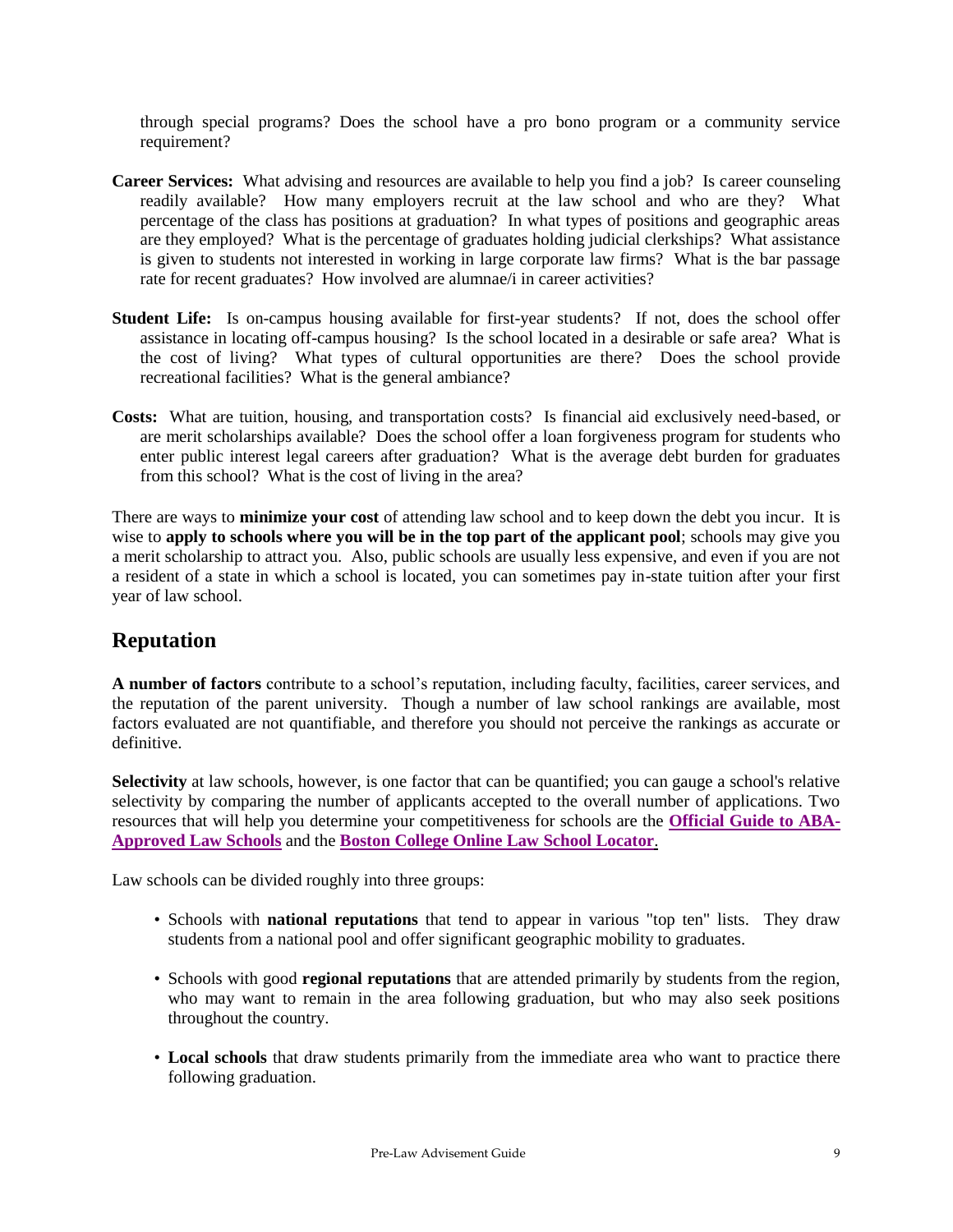through special programs? Does the school have a pro bono program or a community service requirement?

**Career Services:** What advising and resources are available to help you find a job? Is career counseling readily available? How many employers recruit at the law school and who are they? What percentage of the class has positions at graduation? In what types of positions and geographic areas are they employed? What is the percentage of graduates holding judicial clerkships? What assistance is given to students not interested in working in large corporate law firms? What is the bar passage rate for recent graduates? How involved are alumnae/i in career activities?

**Student Life:** Is on-campus housing available for first-year students? If not, does the school offer assistance in locating off-campus housing? Is the school located in a desirable or safe area? What is the cost of living? What types of cultural opportunities are there? Does the school provide recreational facilities? What is the general ambiance?

**Costs:** What are tuition, housing, and transportation costs? Is financial aid exclusively need-based, or are merit scholarships available? Does the school offer a loan forgiveness program for students who enter public interest legal careers after graduation? What is the average debt burden for graduates from this school? What is the cost of living in the area?

There are ways to **minimize your cost** of attending law school and to keep down the debt you incur. It is wise to **apply to schools where you will be in the top part of the applicant pool**; schools may give you a merit scholarship to attract you. Also, public schools are usually less expensive, and even if you are not a resident of a state in which a school is located, you can sometimes pay in-state tuition after your first year of law school.

## Reputation

**A number of factors** contribute to a school's reputation, including faculty, facilities, career services, and the reputation of the parent university. Though a number of law school rankings are available, most factors evaluated are not quantifiable, and therefore you should not perceive the rankings as accurate or definitive.

**Selectivity** at law schools, however, is one factor that can be quantified; you can gauge a school's relative selectivity by comparing the number of applicants accepted to the overall number of applications. Two resources that will help you determine your competitiveness for schools are the **Official Guide to ABA-Approved Law Schools** and the **Boston College Online Law School Locator**.

Law schools can be divided roughly into three groups:

- Schools with **national reputations** that tend to appear in various "top ten" lists. They draw students from a national pool and offer significant geographic mobility to graduates.
- Schools with good **regional reputations** that are attended primarily by students from the region, who may want to remain in the area following graduation, but who may also seek positions throughout the country.
- **Local schools** that draw students primarily from the immediate area who want to practice there following graduation.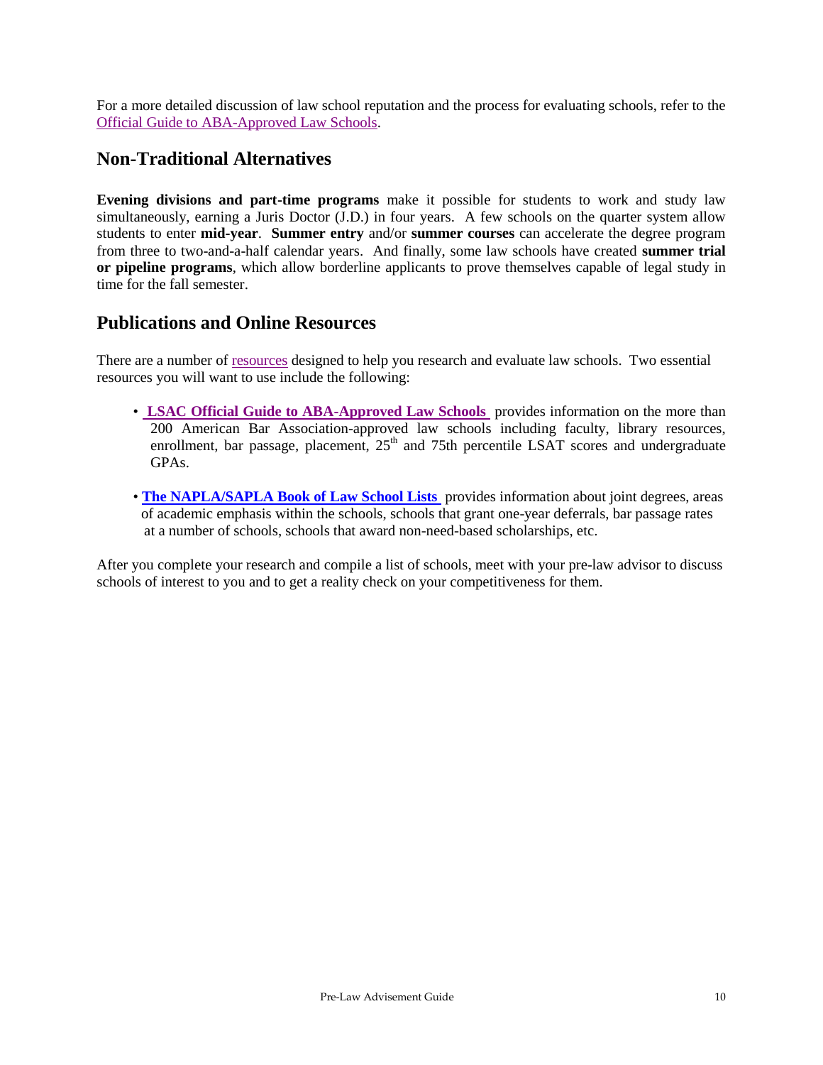For a more detailed discussion of law school reputation and the process for evaluating schools, refer to the Official Guide to ABA-Approved Law Schools.

## Non-Traditional Alternatives

**Evening divisions and part-time programs** make it possible for students to work and study law simultaneously, earning a Juris Doctor (J.D.) in four years. A few schools on the quarter system allow students to enter **mid-year**. **Summer entry** and/or **summer courses** can accelerate the degree program from three to two-and-a-half calendar years. And finally, some law schools have created **summer trial or pipeline programs**, which allow borderline applicants to prove themselves capable of legal study in time for the fall semester.

## Publications and Online Resources

There are a number of resources designed to help you research and evaluate law schools. Two essential resources you will want to use include the following:

- **LSAC Official Guide to ABA-Approved Law Schools** provides information on the more than 200 American Bar Association-approved law schools including faculty, library resources, enrollment, bar passage, placement, 25th and 75th percentile LSAT scores and undergraduate GPAs.

- **The NAPLA/SAPLA Book of Law School Lists** provides information about joint degrees, areas of academic emphasis within the schools, schools that grant one-year deferrals, bar passage rates at a number of schools, schools that award non-need-based scholarships, etc.

After you complete your research and compile a list of schools, meet with your pre-law advisor to discuss schools of interest to you and to get a reality check on your competitiveness for them.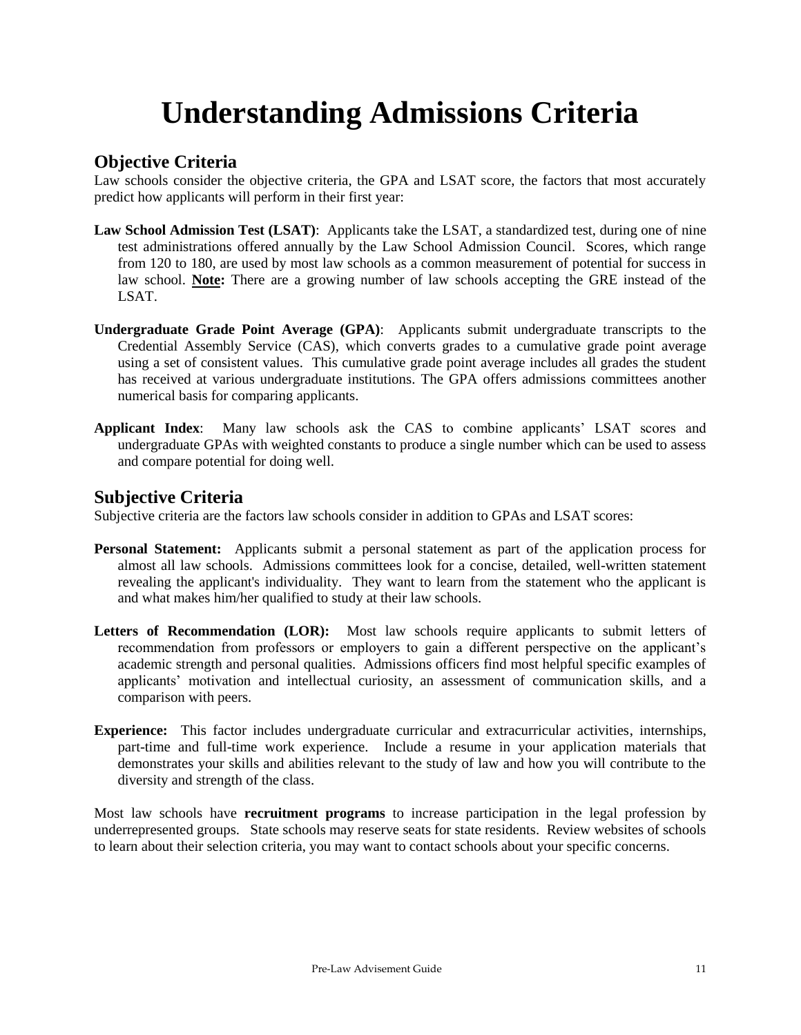# Understanding Admissions Criteria

## Objective Criteria

Law schools consider the objective criteria, the GPA and LSAT score, the factors that most accurately predict how applicants will perform in their first year:

**Law School Admission Test (LSAT)**: Applicants take the LSAT, a standardized test, during one of nine test administrations offered annually by the Law School Admission Council. Scores, which range from 120 to 180, are used by most law schools as a common measurement of potential for success in law school. <u>**Note:**</u> There are a growing number of law schools accepting the GRE instead of the LSAT.

**Undergraduate Grade Point Average (GPA)**: Applicants submit undergraduate transcripts to the Credential Assembly Service (CAS), which converts grades to a cumulative grade point average using a set of consistent values. This cumulative grade point average includes all grades the student has received at various undergraduate institutions. The GPA offers admissions committees another numerical basis for comparing applicants.

**Applicant Index**: Many law schools ask the CAS to combine applicants' LSAT scores and undergraduate GPAs with weighted constants to produce a single number which can be used to assess and compare potential for doing well.

## Subjective Criteria

Subjective criteria are the factors law schools consider in addition to GPAs and LSAT scores:

**Personal Statement:** Applicants submit a personal statement as part of the application process for almost all law schools. Admissions committees look for a concise, detailed, well-written statement revealing the applicant's individuality. They want to learn from the statement who the applicant is and what makes him/her qualified to study at their law schools.

**Letters of Recommendation (LOR):** Most law schools require applicants to submit letters of recommendation from professors or employers to gain a different perspective on the applicant's academic strength and personal qualities. Admissions officers find most helpful specific examples of applicants' motivation and intellectual curiosity, an assessment of communication skills, and a comparison with peers.

**Experience:** This factor includes undergraduate curricular and extracurricular activities, internships, part-time and full-time work experience. Include a resume in your application materials that demonstrates your skills and abilities relevant to the study of law and how you will contribute to the diversity and strength of the class.

Most law schools have **recruitment programs** to increase participation in the legal profession by underrepresented groups. State schools may reserve seats for state residents. Review websites of schools to learn about their selection criteria, you may want to contact schools about your specific concerns.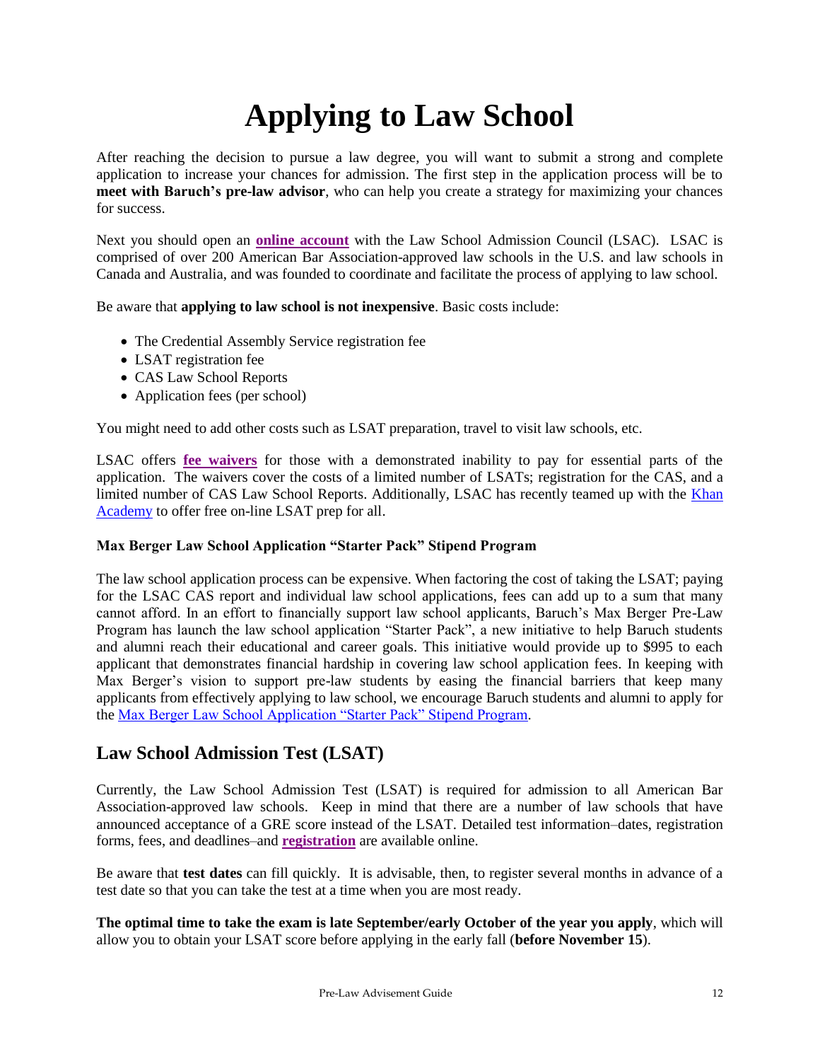# Applying to Law School

After reaching the decision to pursue a law degree, you will want to submit a strong and complete application to increase your chances for admission. The first step in the application process will be to **meet with Baruch's pre-law advisor**, who can help you create a strategy for maximizing your chances for success.

Next you should open an **online account** with the Law School Admission Council (LSAC). LSAC is comprised of over 200 American Bar Association-approved law schools in the U.S. and law schools in Canada and Australia, and was founded to coordinate and facilitate the process of applying to law school.

Be aware that **applying to law school is not inexpensive**. Basic costs include:

- The Credential Assembly Service registration fee
- LSAT registration fee
- CAS Law School Reports
- Application fees (per school)

You might need to add other costs such as LSAT preparation, travel to visit law schools, etc.

LSAC offers **fee waivers** for those with a demonstrated inability to pay for essential parts of the application. The waivers cover the costs of a limited number of LSATs; registration for the CAS, and a limited number of CAS Law School Reports. Additionally, LSAC has recently teamed up with the Khan Academy to offer free on-line LSAT prep for all.

**Max Berger Law School Application "Starter Pack" Stipend Program**

The law school application process can be expensive. When factoring the cost of taking the LSAT; paying for the LSAC CAS report and individual law school applications, fees can add up to a sum that many cannot afford. In an effort to financially support law school applicants, Baruch's Max Berger Pre-Law Program has launch the law school application "Starter Pack", a new initiative to help Baruch students and alumni reach their educational and career goals. This initiative would provide up to $995 to each applicant that demonstrates financial hardship in covering law school application fees. In keeping with Max Berger's vision to support pre-law students by easing the financial barriers that keep many applicants from effectively applying to law school, we encourage Baruch students and alumni to apply for the Max Berger Law School Application "Starter Pack" Stipend Program.

## Law School Admission Test (LSAT)

Currently, the Law School Admission Test (LSAT) is required for admission to all American Bar Association-approved law schools. Keep in mind that there are a number of law schools that have announced acceptance of a GRE score instead of the LSAT. Detailed test information–dates, registration forms, fees, and deadlines–and **registration** are available online.

Be aware that **test dates** can fill quickly. It is advisable, then, to register several months in advance of a test date so that you can take the test at a time when you are most ready.

**The optimal time to take the exam is late September/early October of the year you apply**, which will allow you to obtain your LSAT score before applying in the early fall (**before November 15**).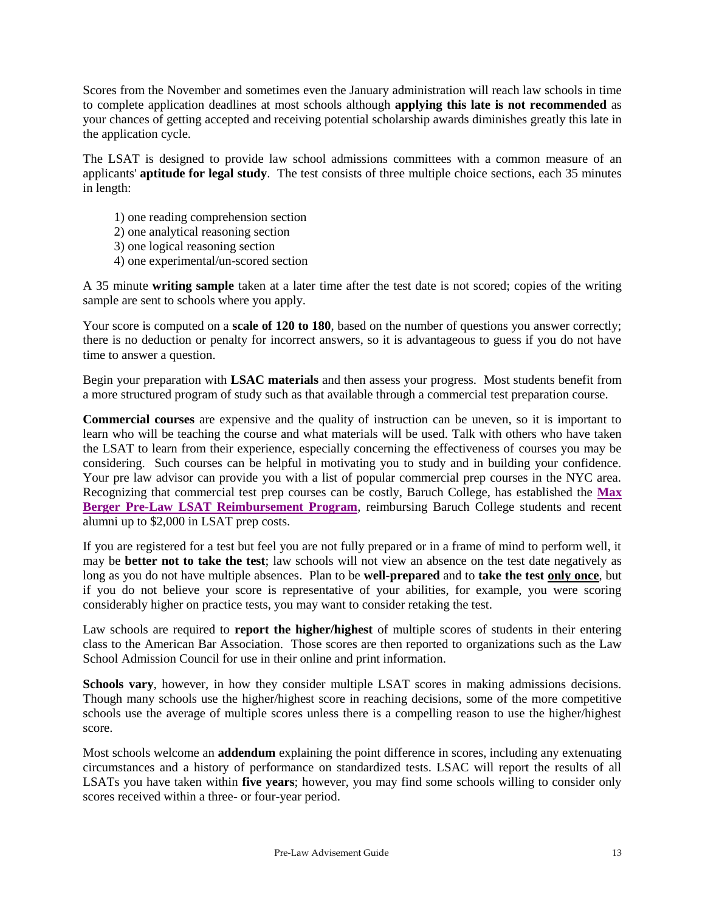Scores from the November and sometimes even the January administration will reach law schools in time to complete application deadlines at most schools although **applying this late is not recommended** as your chances of getting accepted and receiving potential scholarship awards diminishes greatly this late in the application cycle.

The LSAT is designed to provide law school admissions committees with a common measure of an applicants' **aptitude for legal study**. The test consists of three multiple choice sections, each 35 minutes in length:

1) one reading comprehension section
2) one analytical reasoning section
3) one logical reasoning section
4) one experimental/un-scored section

A 35 minute **writing sample** taken at a later time after the test date is not scored; copies of the writing sample are sent to schools where you apply.

Your score is computed on a **scale of 120 to 180**, based on the number of questions you answer correctly; there is no deduction or penalty for incorrect answers, so it is advantageous to guess if you do not have time to answer a question.

Begin your preparation with **LSAC materials** and then assess your progress. Most students benefit from a more structured program of study such as that available through a commercial test preparation course.

**Commercial courses** are expensive and the quality of instruction can be uneven, so it is important to learn who will be teaching the course and what materials will be used. Talk with others who have taken the LSAT to learn from their experience, especially concerning the effectiveness of courses you may be considering. Such courses can be helpful in motivating you to study and in building your confidence. Your pre law advisor can provide you with a list of popular commercial prep courses in the NYC area. Recognizing that commercial test prep courses can be costly, Baruch College, has established the **Max Berger Pre-Law LSAT Reimbursement Program**, reimbursing Baruch College students and recent alumni up to $2,000 in LSAT prep costs.

If you are registered for a test but feel you are not fully prepared or in a frame of mind to perform well, it may be **better not to take the test**; law schools will not view an absence on the test date negatively as long as you do not have multiple absences. Plan to be **well-prepared** and to **take the test only once**, but if you do not believe your score is representative of your abilities, for example, you were scoring considerably higher on practice tests, you may want to consider retaking the test.

Law schools are required to **report the higher/highest** of multiple scores of students in their entering class to the American Bar Association. Those scores are then reported to organizations such as the Law School Admission Council for use in their online and print information.

**Schools vary**, however, in how they consider multiple LSAT scores in making admissions decisions. Though many schools use the higher/highest score in reaching decisions, some of the more competitive schools use the average of multiple scores unless there is a compelling reason to use the higher/highest score.

Most schools welcome an **addendum** explaining the point difference in scores, including any extenuating circumstances and a history of performance on standardized tests. LSAC will report the results of all LSATs you have taken within **five years**; however, you may find some schools willing to consider only scores received within a three- or four-year period.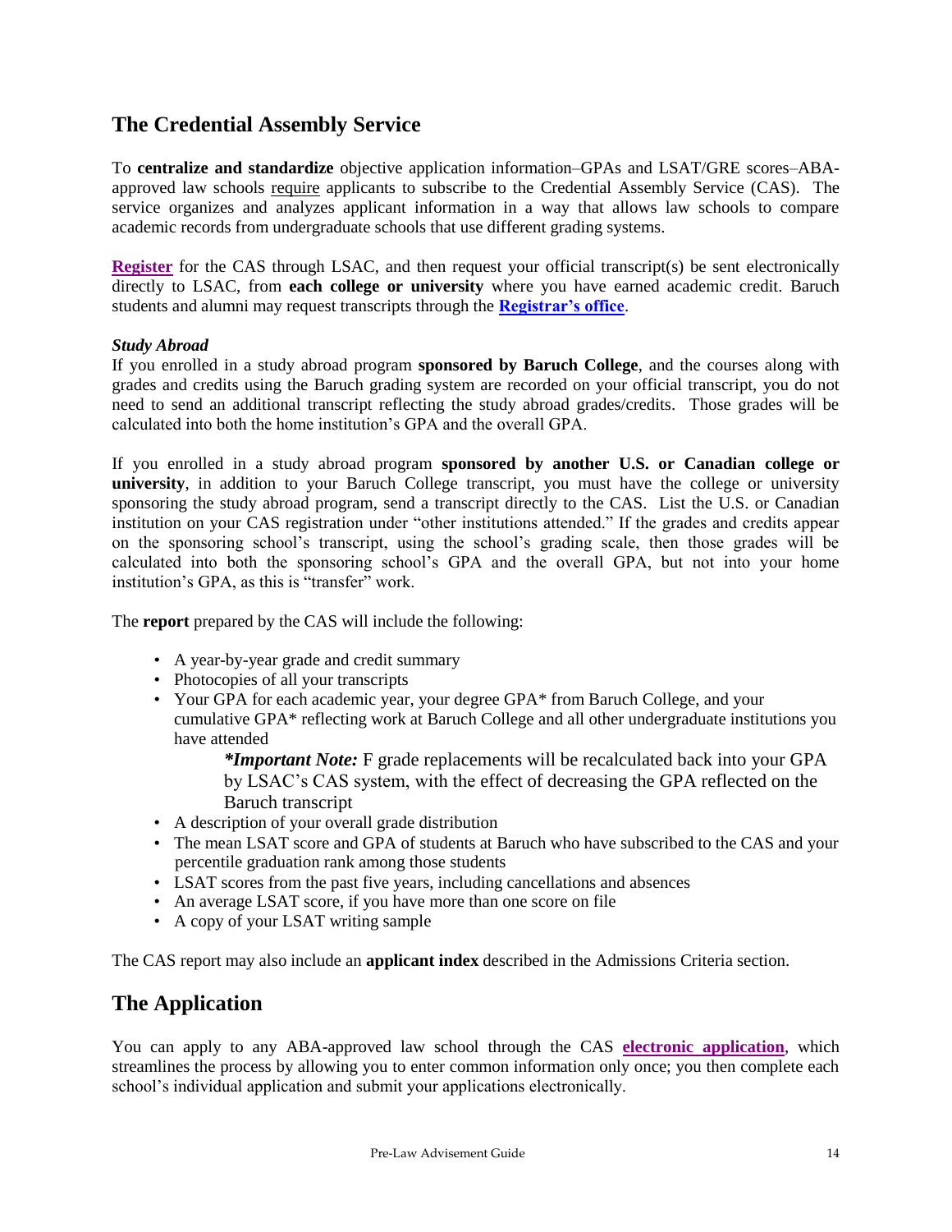## The Credential Assembly Service

To **centralize and standardize** objective application information–GPAs and LSAT/GRE scores–ABA-approved law schools require applicants to subscribe to the Credential Assembly Service (CAS). The service organizes and analyzes applicant information in a way that allows law schools to compare academic records from undergraduate schools that use different grading systems.

**Register** for the CAS through LSAC, and then request your official transcript(s) be sent electronically directly to LSAC, from **each college or university** where you have earned academic credit. Baruch students and alumni may request transcripts through the **Registrar's office**.

***Study Abroad***

If you enrolled in a study abroad program **sponsored by Baruch College**, and the courses along with grades and credits using the Baruch grading system are recorded on your official transcript, you do not need to send an additional transcript reflecting the study abroad grades/credits. Those grades will be calculated into both the home institution's GPA and the overall GPA.

If you enrolled in a study abroad program **sponsored by another U.S. or Canadian college or university**, in addition to your Baruch College transcript, you must have the college or university sponsoring the study abroad program, send a transcript directly to the CAS. List the U.S. or Canadian institution on your CAS registration under "other institutions attended." If the grades and credits appear on the sponsoring school's transcript, using the school's grading scale, then those grades will be calculated into both the sponsoring school's GPA and the overall GPA, but not into your home institution's GPA, as this is "transfer" work.

The **report** prepared by the CAS will include the following:

- A year-by-year grade and credit summary
- Photocopies of all your transcripts
- Your GPA for each academic year, your degree GPA* from Baruch College, and your cumulative GPA* reflecting work at Baruch College and all other undergraduate institutions you have attended

  ***Important Note:*** F grade replacements will be recalculated back into your GPA by LSAC's CAS system, with the effect of decreasing the GPA reflected on the Baruch transcript
- A description of your overall grade distribution
- The mean LSAT score and GPA of students at Baruch who have subscribed to the CAS and your percentile graduation rank among those students
- LSAT scores from the past five years, including cancellations and absences
- An average LSAT score, if you have more than one score on file
- A copy of your LSAT writing sample

The CAS report may also include an **applicant index** described in the Admissions Criteria section.

## The Application

You can apply to any ABA-approved law school through the CAS **electronic application**, which streamlines the process by allowing you to enter common information only once; you then complete each school's individual application and submit your applications electronically.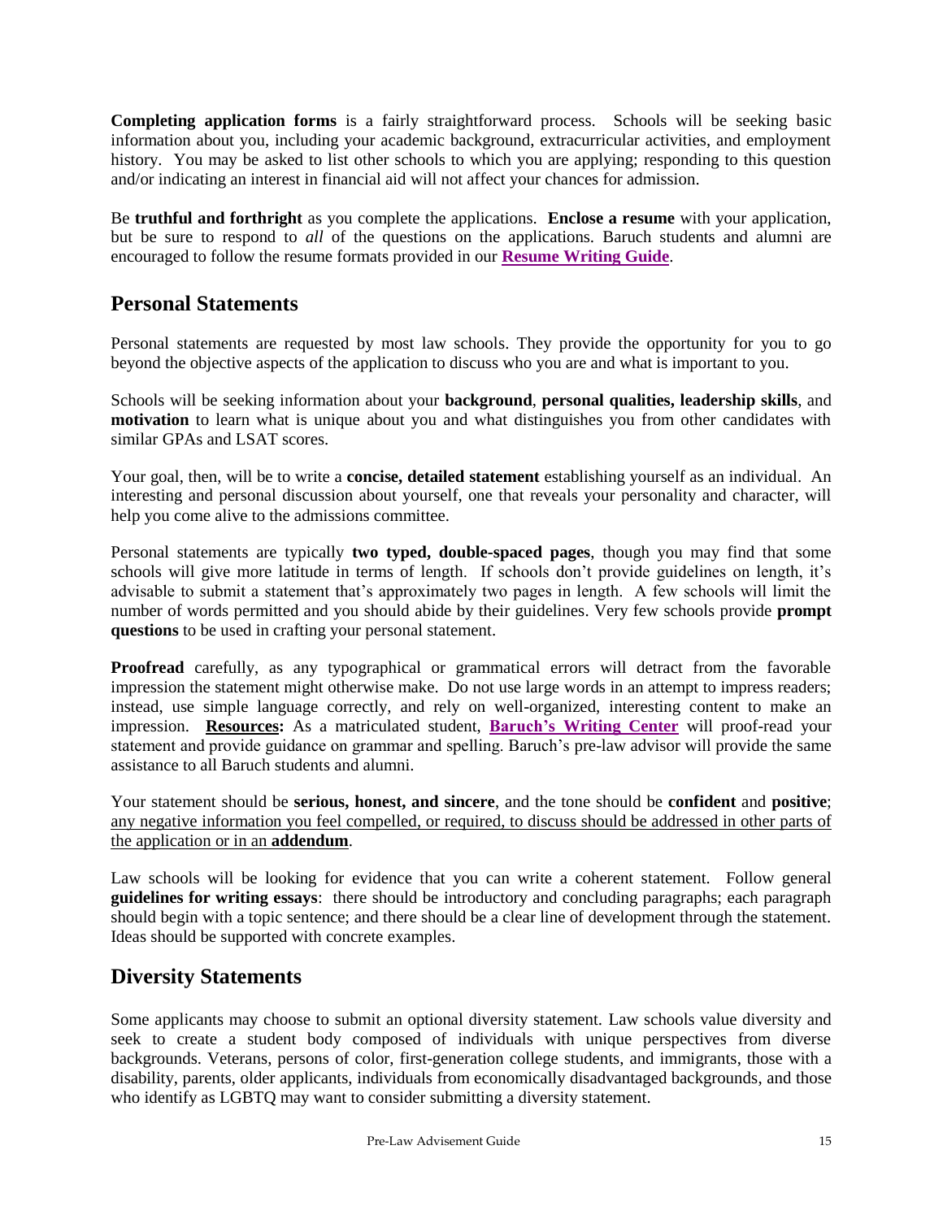**Completing application forms** is a fairly straightforward process. Schools will be seeking basic information about you, including your academic background, extracurricular activities, and employment history. You may be asked to list other schools to which you are applying; responding to this question and/or indicating an interest in financial aid will not affect your chances for admission.

Be **truthful and forthright** as you complete the applications. **Enclose a resume** with your application, but be sure to respond to *all* of the questions on the applications. Baruch students and alumni are encouraged to follow the resume formats provided in our **Resume Writing Guide**.

## Personal Statements

Personal statements are requested by most law schools. They provide the opportunity for you to go beyond the objective aspects of the application to discuss who you are and what is important to you.

Schools will be seeking information about your **background**, **personal qualities, leadership skills**, and **motivation** to learn what is unique about you and what distinguishes you from other candidates with similar GPAs and LSAT scores.

Your goal, then, will be to write a **concise, detailed statement** establishing yourself as an individual. An interesting and personal discussion about yourself, one that reveals your personality and character, will help you come alive to the admissions committee.

Personal statements are typically **two typed, double-spaced pages**, though you may find that some schools will give more latitude in terms of length. If schools don't provide guidelines on length, it's advisable to submit a statement that's approximately two pages in length. A few schools will limit the number of words permitted and you should abide by their guidelines. Very few schools provide **prompt questions** to be used in crafting your personal statement.

**Proofread** carefully, as any typographical or grammatical errors will detract from the favorable impression the statement might otherwise make. Do not use large words in an attempt to impress readers; instead, use simple language correctly, and rely on well-organized, interesting content to make an impression. **Resources:** As a matriculated student, **Baruch's Writing Center** will proof-read your statement and provide guidance on grammar and spelling. Baruch's pre-law advisor will provide the same assistance to all Baruch students and alumni.

Your statement should be **serious, honest, and sincere**, and the tone should be **confident** and **positive**; any negative information you feel compelled, or required, to discuss should be addressed in other parts of the application or in an **addendum**.

Law schools will be looking for evidence that you can write a coherent statement. Follow general **guidelines for writing essays**: there should be introductory and concluding paragraphs; each paragraph should begin with a topic sentence; and there should be a clear line of development through the statement. Ideas should be supported with concrete examples.

## Diversity Statements

Some applicants may choose to submit an optional diversity statement. Law schools value diversity and seek to create a student body composed of individuals with unique perspectives from diverse backgrounds. Veterans, persons of color, first-generation college students, and immigrants, those with a disability, parents, older applicants, individuals from economically disadvantaged backgrounds, and those who identify as LGBTQ may want to consider submitting a diversity statement.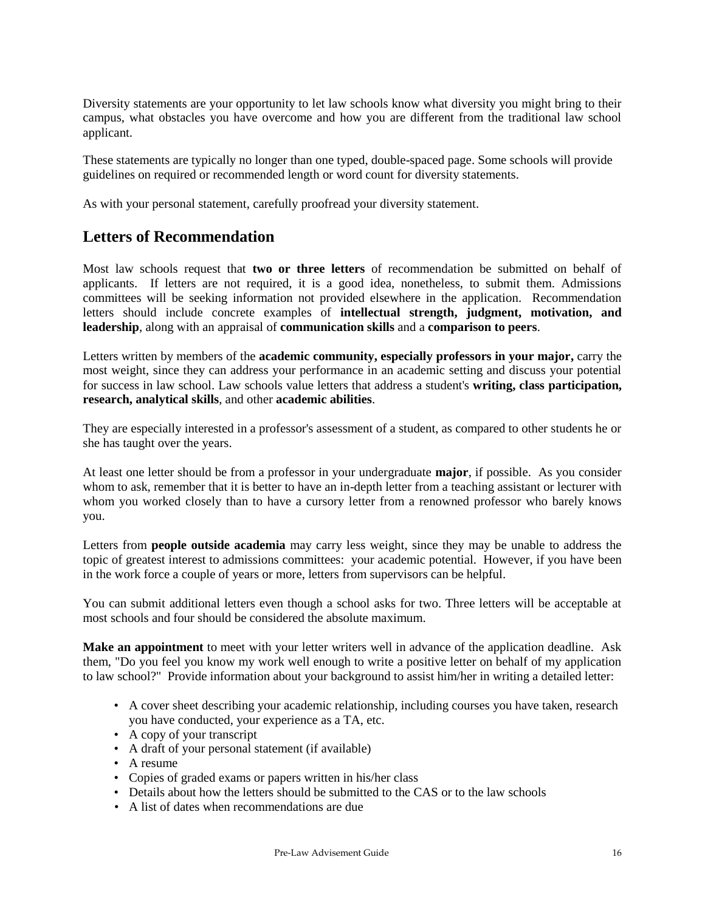Diversity statements are your opportunity to let law schools know what diversity you might bring to their campus, what obstacles you have overcome and how you are different from the traditional law school applicant.

These statements are typically no longer than one typed, double-spaced page. Some schools will provide guidelines on required or recommended length or word count for diversity statements.

As with your personal statement, carefully proofread your diversity statement.

## Letters of Recommendation

Most law schools request that **two or three letters** of recommendation be submitted on behalf of applicants. If letters are not required, it is a good idea, nonetheless, to submit them. Admissions committees will be seeking information not provided elsewhere in the application. Recommendation letters should include concrete examples of **intellectual strength, judgment, motivation, and leadership**, along with an appraisal of **communication skills** and a **comparison to peers**.

Letters written by members of the **academic community, especially professors in your major,** carry the most weight, since they can address your performance in an academic setting and discuss your potential for success in law school. Law schools value letters that address a student's **writing, class participation, research, analytical skills**, and other **academic abilities**.

They are especially interested in a professor's assessment of a student, as compared to other students he or she has taught over the years.

At least one letter should be from a professor in your undergraduate **major**, if possible. As you consider whom to ask, remember that it is better to have an in-depth letter from a teaching assistant or lecturer with whom you worked closely than to have a cursory letter from a renowned professor who barely knows you.

Letters from **people outside academia** may carry less weight, since they may be unable to address the topic of greatest interest to admissions committees: your academic potential. However, if you have been in the work force a couple of years or more, letters from supervisors can be helpful.

You can submit additional letters even though a school asks for two. Three letters will be acceptable at most schools and four should be considered the absolute maximum.

**Make an appointment** to meet with your letter writers well in advance of the application deadline. Ask them, "Do you feel you know my work well enough to write a positive letter on behalf of my application to law school?" Provide information about your background to assist him/her in writing a detailed letter:

- A cover sheet describing your academic relationship, including courses you have taken, research you have conducted, your experience as a TA, etc.
- A copy of your transcript
- A draft of your personal statement (if available)
- A resume
- Copies of graded exams or papers written in his/her class
- Details about how the letters should be submitted to the CAS or to the law schools
- A list of dates when recommendations are due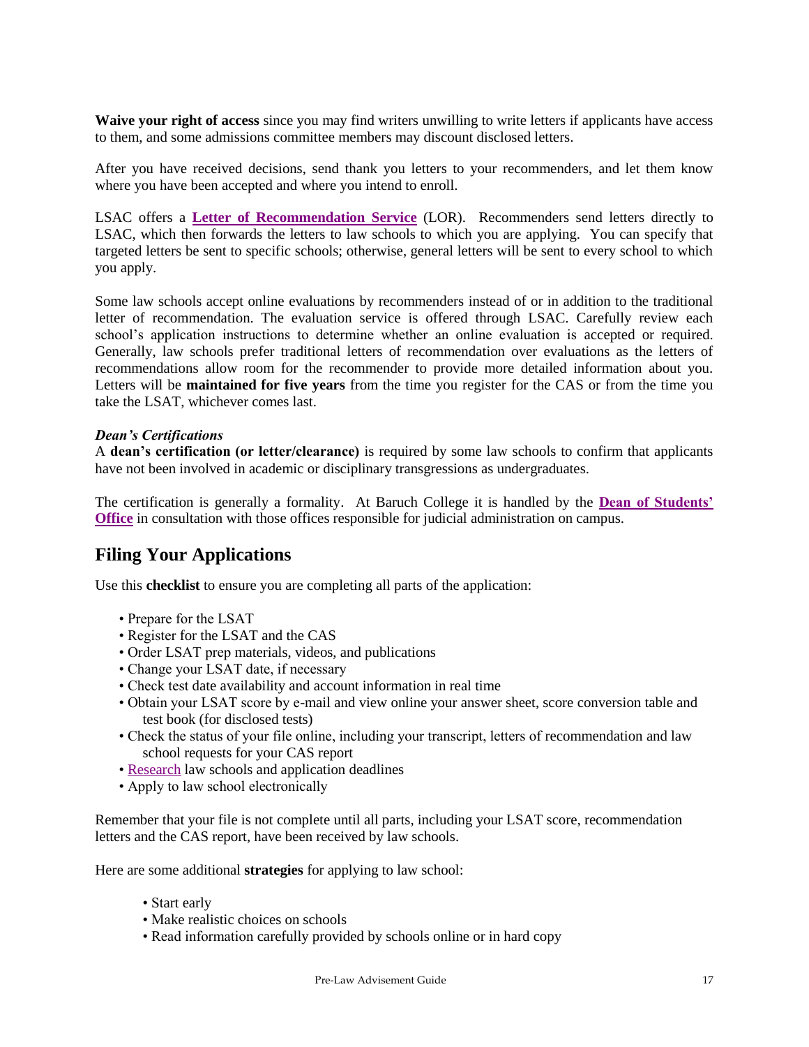**Waive your right of access** since you may find writers unwilling to write letters if applicants have access to them, and some admissions committee members may discount disclosed letters.

After you have received decisions, send thank you letters to your recommenders, and let them know where you have been accepted and where you intend to enroll.

LSAC offers a **Letter of Recommendation Service** (LOR). Recommenders send letters directly to LSAC, which then forwards the letters to law schools to which you are applying. You can specify that targeted letters be sent to specific schools; otherwise, general letters will be sent to every school to which you apply.

Some law schools accept online evaluations by recommenders instead of or in addition to the traditional letter of recommendation. The evaluation service is offered through LSAC. Carefully review each school's application instructions to determine whether an online evaluation is accepted or required. Generally, law schools prefer traditional letters of recommendation over evaluations as the letters of recommendations allow room for the recommender to provide more detailed information about you. Letters will be **maintained for five years** from the time you register for the CAS or from the time you take the LSAT, whichever comes last.

***Dean's Certifications***

A **dean's certification (or letter/clearance)** is required by some law schools to confirm that applicants have not been involved in academic or disciplinary transgressions as undergraduates.

The certification is generally a formality. At Baruch College it is handled by the **Dean of Students' Office** in consultation with those offices responsible for judicial administration on campus.

## Filing Your Applications

Use this **checklist** to ensure you are completing all parts of the application:

- Prepare for the LSAT
- Register for the LSAT and the CAS
- Order LSAT prep materials, videos, and publications
- Change your LSAT date, if necessary
- Check test date availability and account information in real time
- Obtain your LSAT score by e-mail and view online your answer sheet, score conversion table and test book (for disclosed tests)
- Check the status of your file online, including your transcript, letters of recommendation and law school requests for your CAS report
- Research law schools and application deadlines
- Apply to law school electronically

Remember that your file is not complete until all parts, including your LSAT score, recommendation letters and the CAS report, have been received by law schools.

Here are some additional **strategies** for applying to law school:

- Start early
- Make realistic choices on schools
- Read information carefully provided by schools online or in hard copy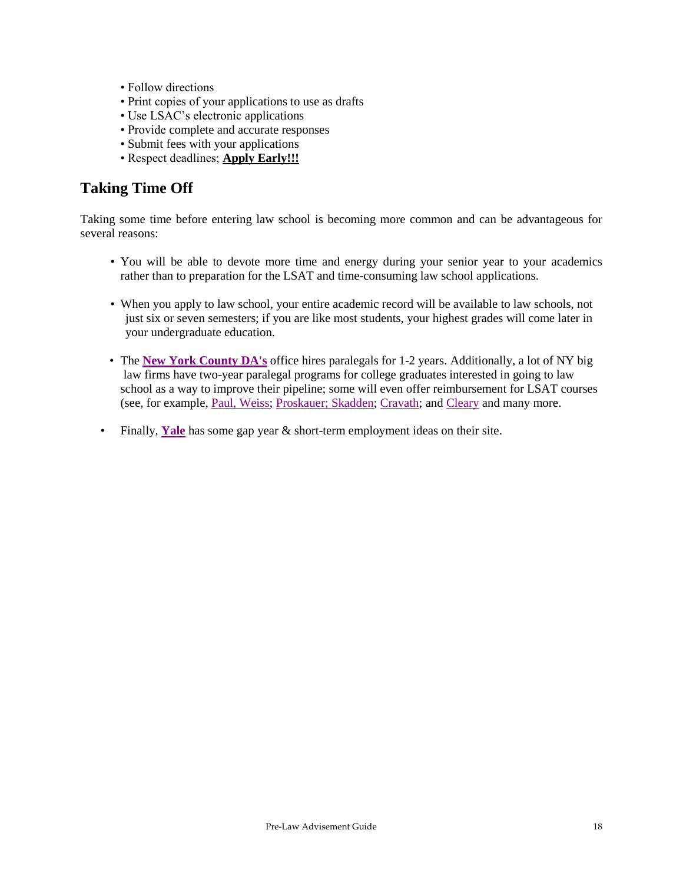- Follow directions
- Print copies of your applications to use as drafts
- Use LSAC's electronic applications
- Provide complete and accurate responses
- Submit fees with your applications
- Respect deadlines; **Apply Early!!!**

## Taking Time Off

Taking some time before entering law school is becoming more common and can be advantageous for several reasons:

- You will be able to devote more time and energy during your senior year to your academics rather than to preparation for the LSAT and time-consuming law school applications.

- When you apply to law school, your entire academic record will be available to law schools, not just six or seven semesters; if you are like most students, your highest grades will come later in your undergraduate education.

- The **New York County DA's** office hires paralegals for 1-2 years. Additionally, a lot of NY big law firms have two-year paralegal programs for college graduates interested in going to law school as a way to improve their pipeline; some will even offer reimbursement for LSAT courses (see, for example, Paul, Weiss; Proskauer; Skadden; Cravath; and Cleary and many more.

- Finally, **Yale** has some gap year & short-term employment ideas on their site.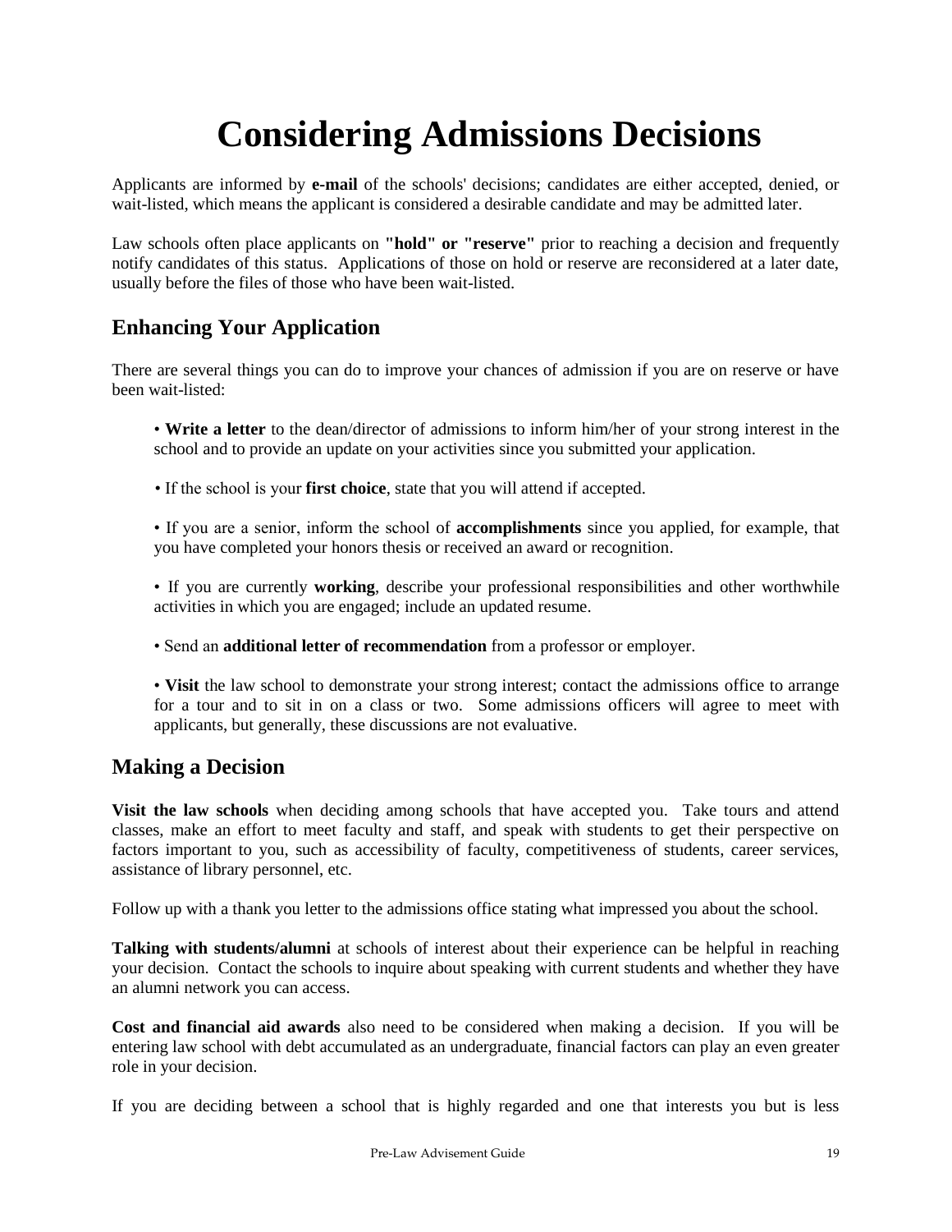# Considering Admissions Decisions

Applicants are informed by **e-mail** of the schools' decisions; candidates are either accepted, denied, or wait-listed, which means the applicant is considered a desirable candidate and may be admitted later.

Law schools often place applicants on **"hold" or "reserve"** prior to reaching a decision and frequently notify candidates of this status. Applications of those on hold or reserve are reconsidered at a later date, usually before the files of those who have been wait-listed.

## Enhancing Your Application

There are several things you can do to improve your chances of admission if you are on reserve or have been wait-listed:

- **Write a letter** to the dean/director of admissions to inform him/her of your strong interest in the school and to provide an update on your activities since you submitted your application.

- If the school is your **first choice**, state that you will attend if accepted.

- If you are a senior, inform the school of **accomplishments** since you applied, for example, that you have completed your honors thesis or received an award or recognition.

- If you are currently **working**, describe your professional responsibilities and other worthwhile activities in which you are engaged; include an updated resume.

- Send an **additional letter of recommendation** from a professor or employer.

- **Visit** the law school to demonstrate your strong interest; contact the admissions office to arrange for a tour and to sit in on a class or two. Some admissions officers will agree to meet with applicants, but generally, these discussions are not evaluative.

## Making a Decision

**Visit the law schools** when deciding among schools that have accepted you. Take tours and attend classes, make an effort to meet faculty and staff, and speak with students to get their perspective on factors important to you, such as accessibility of faculty, competitiveness of students, career services, assistance of library personnel, etc.

Follow up with a thank you letter to the admissions office stating what impressed you about the school.

**Talking with students/alumni** at schools of interest about their experience can be helpful in reaching your decision. Contact the schools to inquire about speaking with current students and whether they have an alumni network you can access.

**Cost and financial aid awards** also need to be considered when making a decision. If you will be entering law school with debt accumulated as an undergraduate, financial factors can play an even greater role in your decision.

If you are deciding between a school that is highly regarded and one that interests you but is less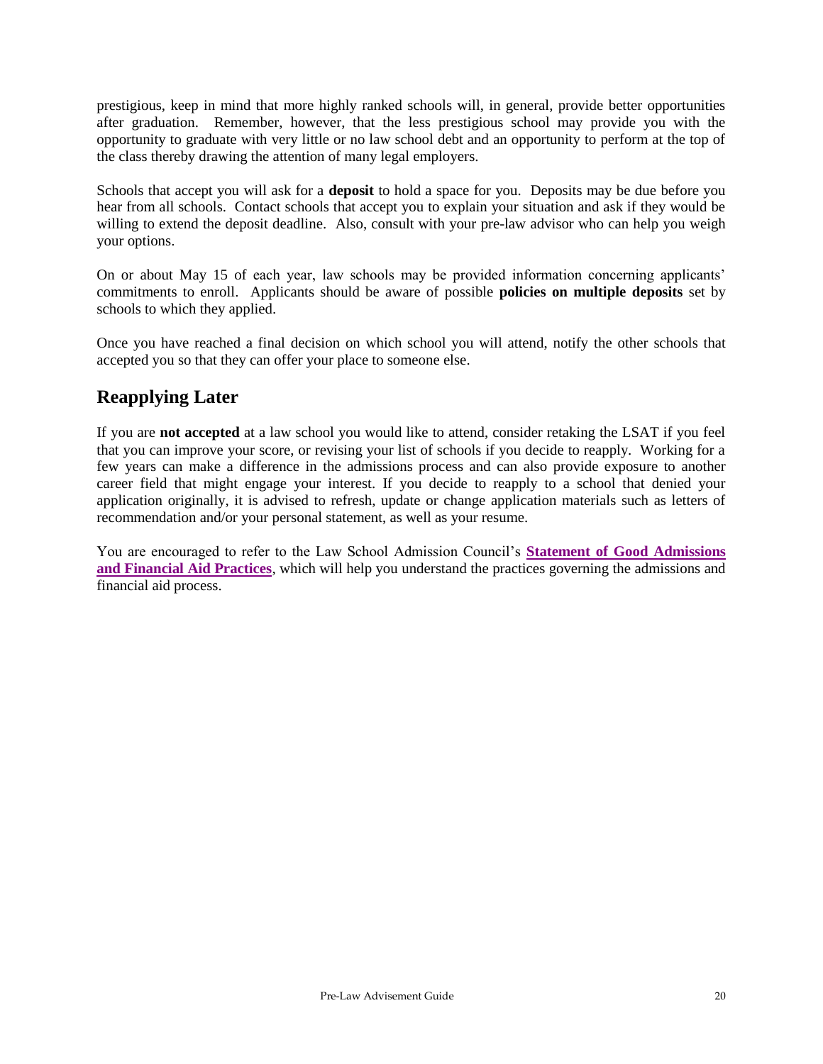prestigious, keep in mind that more highly ranked schools will, in general, provide better opportunities after graduation. Remember, however, that the less prestigious school may provide you with the opportunity to graduate with very little or no law school debt and an opportunity to perform at the top of the class thereby drawing the attention of many legal employers.

Schools that accept you will ask for a **deposit** to hold a space for you. Deposits may be due before you hear from all schools. Contact schools that accept you to explain your situation and ask if they would be willing to extend the deposit deadline. Also, consult with your pre-law advisor who can help you weigh your options.

On or about May 15 of each year, law schools may be provided information concerning applicants' commitments to enroll. Applicants should be aware of possible **policies on multiple deposits** set by schools to which they applied.

Once you have reached a final decision on which school you will attend, notify the other schools that accepted you so that they can offer your place to someone else.

## Reapplying Later

If you are **not accepted** at a law school you would like to attend, consider retaking the LSAT if you feel that you can improve your score, or revising your list of schools if you decide to reapply. Working for a few years can make a difference in the admissions process and can also provide exposure to another career field that might engage your interest. If you decide to reapply to a school that denied your application originally, it is advised to refresh, update or change application materials such as letters of recommendation and/or your personal statement, as well as your resume.

You are encouraged to refer to the Law School Admission Council's **Statement of Good Admissions and Financial Aid Practices**, which will help you understand the practices governing the admissions and financial aid process.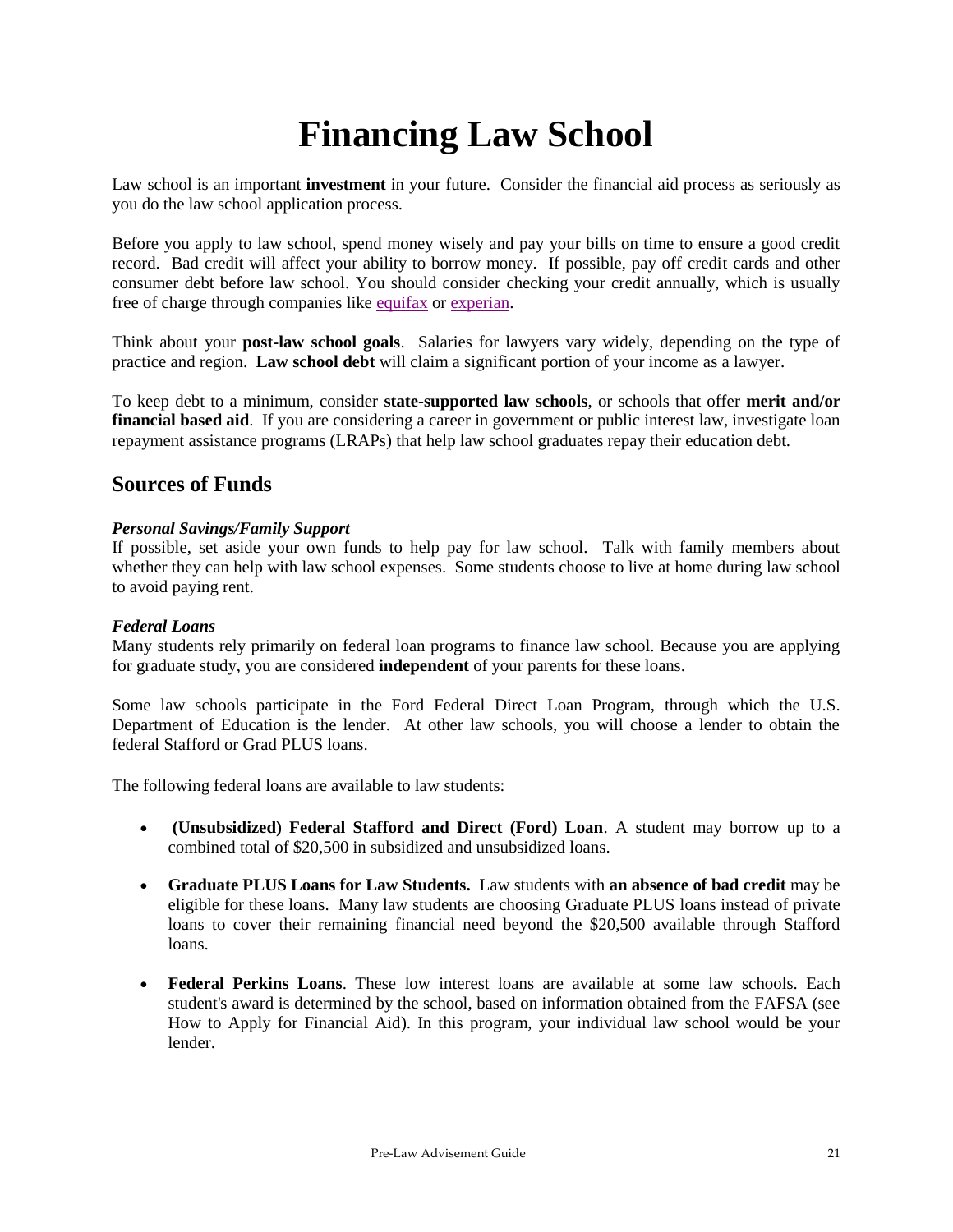# Financing Law School

Law school is an important **investment** in your future. Consider the financial aid process as seriously as you do the law school application process.

Before you apply to law school, spend money wisely and pay your bills on time to ensure a good credit record. Bad credit will affect your ability to borrow money. If possible, pay off credit cards and other consumer debt before law school. You should consider checking your credit annually, which is usually free of charge through companies like equifax or experian.

Think about your **post-law school goals**. Salaries for lawyers vary widely, depending on the type of practice and region. **Law school debt** will claim a significant portion of your income as a lawyer.

To keep debt to a minimum, consider **state-supported law schools**, or schools that offer **merit and/or financial based aid**. If you are considering a career in government or public interest law, investigate loan repayment assistance programs (LRAPs) that help law school graduates repay their education debt.

## Sources of Funds

***Personal Savings/Family Support***

If possible, set aside your own funds to help pay for law school. Talk with family members about whether they can help with law school expenses. Some students choose to live at home during law school to avoid paying rent.

***Federal Loans***

Many students rely primarily on federal loan programs to finance law school. Because you are applying for graduate study, you are considered **independent** of your parents for these loans.

Some law schools participate in the Ford Federal Direct Loan Program, through which the U.S. Department of Education is the lender. At other law schools, you will choose a lender to obtain the federal Stafford or Grad PLUS loans.

The following federal loans are available to law students:

- **(Unsubsidized) Federal Stafford and Direct (Ford) Loan**. A student may borrow up to a combined total of $20,500 in subsidized and unsubsidized loans.

- **Graduate PLUS Loans for Law Students.** Law students with **an absence of bad credit** may be eligible for these loans. Many law students are choosing Graduate PLUS loans instead of private loans to cover their remaining financial need beyond the $20,500 available through Stafford loans.

- **Federal Perkins Loans**. These low interest loans are available at some law schools. Each student's award is determined by the school, based on information obtained from the FAFSA (see How to Apply for Financial Aid). In this program, your individual law school would be your lender.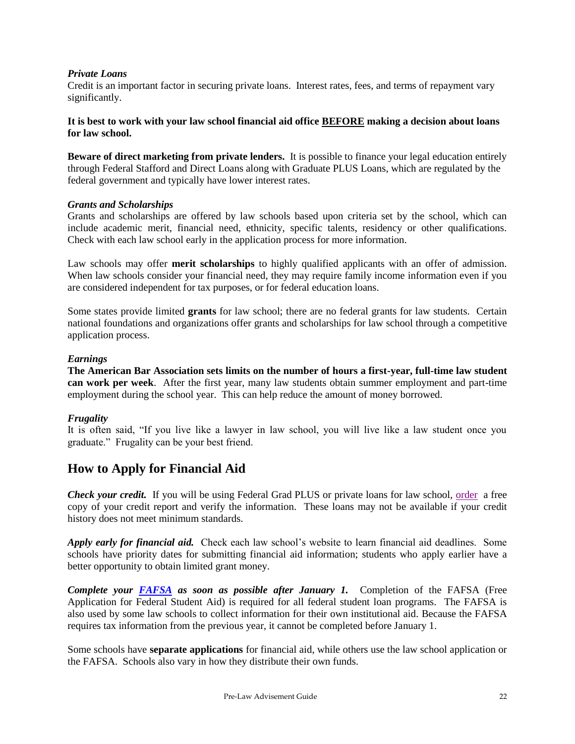*Private Loans*

Credit is an important factor in securing private loans. Interest rates, fees, and terms of repayment vary significantly.

**It is best to work with your law school financial aid office BEFORE making a decision about loans for law school.**

**Beware of direct marketing from private lenders.** It is possible to finance your legal education entirely through Federal Stafford and Direct Loans along with Graduate PLUS Loans, which are regulated by the federal government and typically have lower interest rates.

*Grants and Scholarships*

Grants and scholarships are offered by law schools based upon criteria set by the school, which can include academic merit, financial need, ethnicity, specific talents, residency or other qualifications. Check with each law school early in the application process for more information.

Law schools may offer **merit scholarships** to highly qualified applicants with an offer of admission. When law schools consider your financial need, they may require family income information even if you are considered independent for tax purposes, or for federal education loans.

Some states provide limited **grants** for law school; there are no federal grants for law students. Certain national foundations and organizations offer grants and scholarships for law school through a competitive application process.

*Earnings*

**The American Bar Association sets limits on the number of hours a first-year, full-time law student can work per week**. After the first year, many law students obtain summer employment and part-time employment during the school year. This can help reduce the amount of money borrowed.

*Frugality*

It is often said, "If you live like a lawyer in law school, you will live like a law student once you graduate." Frugality can be your best friend.

## How to Apply for Financial Aid

***Check your credit.*** If you will be using Federal Grad PLUS or private loans for law school, order a free copy of your credit report and verify the information. These loans may not be available if your credit history does not meet minimum standards.

***Apply early for financial aid.*** Check each law school's website to learn financial aid deadlines. Some schools have priority dates for submitting financial aid information; students who apply earlier have a better opportunity to obtain limited grant money.

***Complete your FAFSA as soon as possible after January 1.*** Completion of the FAFSA (Free Application for Federal Student Aid) is required for all federal student loan programs. The FAFSA is also used by some law schools to collect information for their own institutional aid. Because the FAFSA requires tax information from the previous year, it cannot be completed before January 1.

Some schools have **separate applications** for financial aid, while others use the law school application or the FAFSA. Schools also vary in how they distribute their own funds.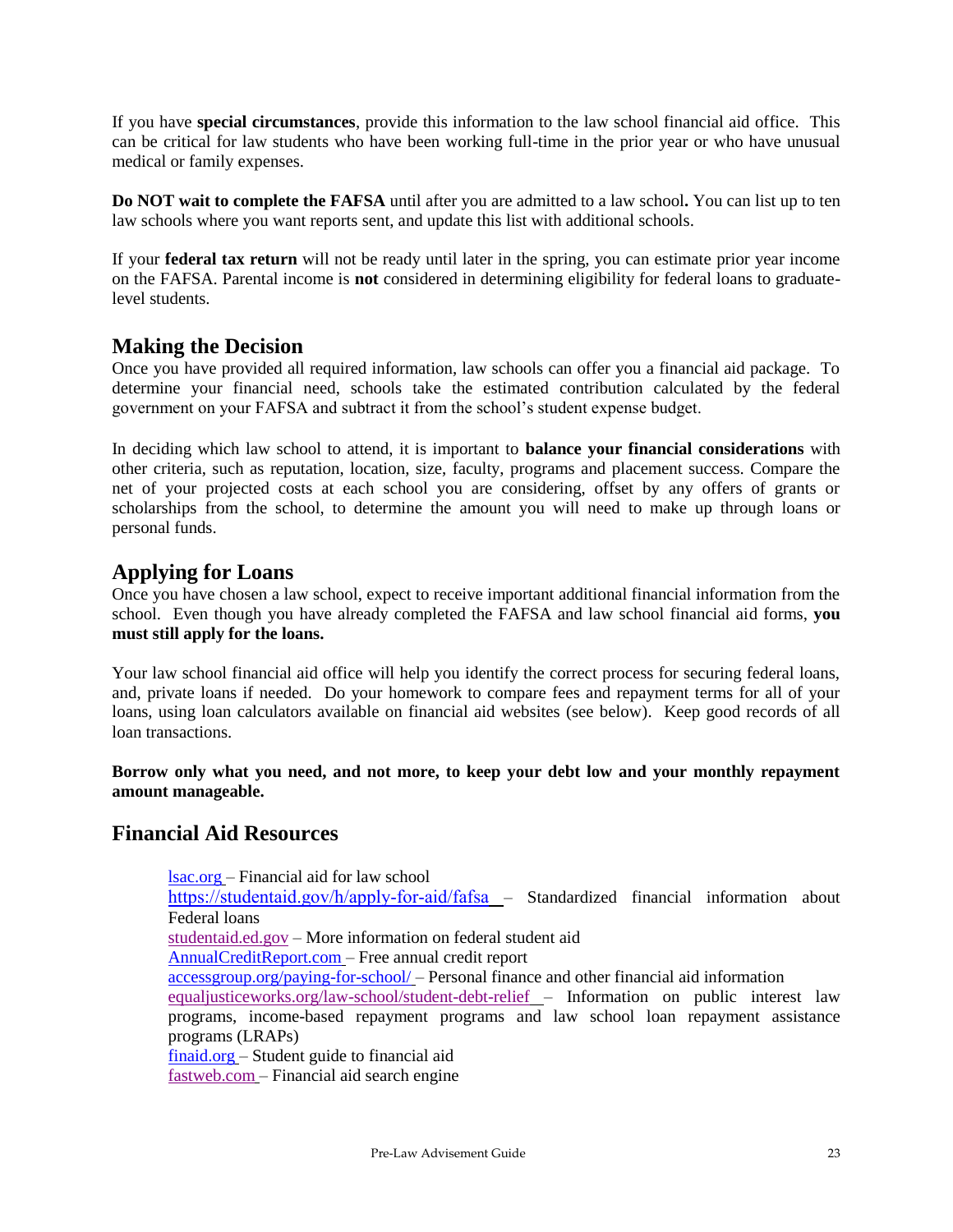If you have **special circumstances**, provide this information to the law school financial aid office. This can be critical for law students who have been working full-time in the prior year or who have unusual medical or family expenses.

**Do NOT wait to complete the FAFSA** until after you are admitted to a law school**.** You can list up to ten law schools where you want reports sent, and update this list with additional schools.

If your **federal tax return** will not be ready until later in the spring, you can estimate prior year income on the FAFSA. Parental income is **not** considered in determining eligibility for federal loans to graduate-level students.

## Making the Decision

Once you have provided all required information, law schools can offer you a financial aid package. To determine your financial need, schools take the estimated contribution calculated by the federal government on your FAFSA and subtract it from the school's student expense budget.

In deciding which law school to attend, it is important to **balance your financial considerations** with other criteria, such as reputation, location, size, faculty, programs and placement success. Compare the net of your projected costs at each school you are considering, offset by any offers of grants or scholarships from the school, to determine the amount you will need to make up through loans or personal funds.

## Applying for Loans

Once you have chosen a law school, expect to receive important additional financial information from the school. Even though you have already completed the FAFSA and law school financial aid forms, **you must still apply for the loans.**

Your law school financial aid office will help you identify the correct process for securing federal loans, and, private loans if needed. Do your homework to compare fees and repayment terms for all of your loans, using loan calculators available on financial aid websites (see below). Keep good records of all loan transactions.

**Borrow only what you need, and not more, to keep your debt low and your monthly repayment amount manageable.**

## Financial Aid Resources

lsac.org – Financial aid for law school
https://studentaid.gov/h/apply-for-aid/fafsa – Standardized financial information about Federal loans
studentaid.ed.gov – More information on federal student aid
AnnualCreditReport.com – Free annual credit report
accessgroup.org/paying-for-school/ – Personal finance and other financial aid information
equaljusticeworks.org/law-school/student-debt-relief – Information on public interest law programs, income-based repayment programs and law school loan repayment assistance programs (LRAPs)
finaid.org – Student guide to financial aid
fastweb.com – Financial aid search engine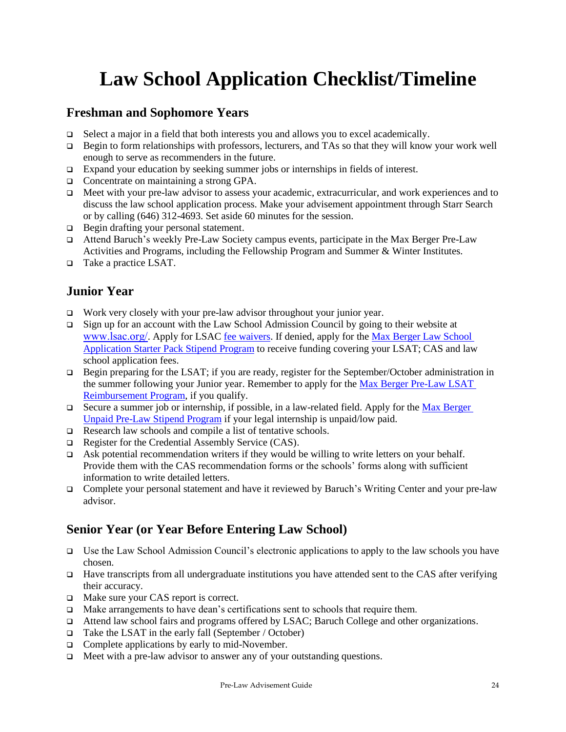# Law School Application Checklist/Timeline

## Freshman and Sophomore Years

- Select a major in a field that both interests you and allows you to excel academically.
- Begin to form relationships with professors, lecturers, and TAs so that they will know your work well enough to serve as recommenders in the future.
- Expand your education by seeking summer jobs or internships in fields of interest.
- Concentrate on maintaining a strong GPA.
- Meet with your pre-law advisor to assess your academic, extracurricular, and work experiences and to discuss the law school application process. Make your advisement appointment through Starr Search or by calling (646) 312-4693. Set aside 60 minutes for the session.
- Begin drafting your personal statement.
- Attend Baruch's weekly Pre-Law Society campus events, participate in the Max Berger Pre-Law Activities and Programs, including the Fellowship Program and Summer & Winter Institutes.
- Take a practice LSAT.

## Junior Year

- Work very closely with your pre-law advisor throughout your junior year.
- Sign up for an account with the Law School Admission Council by going to their website at www.lsac.org/. Apply for LSAC fee waivers. If denied, apply for the Max Berger Law School Application Starter Pack Stipend Program to receive funding covering your LSAT; CAS and law school application fees.
- Begin preparing for the LSAT; if you are ready, register for the September/October administration in the summer following your Junior year. Remember to apply for the Max Berger Pre-Law LSAT Reimbursement Program, if you qualify.
- Secure a summer job or internship, if possible, in a law-related field. Apply for the Max Berger Unpaid Pre-Law Stipend Program if your legal internship is unpaid/low paid.
- Research law schools and compile a list of tentative schools.
- Register for the Credential Assembly Service (CAS).
- Ask potential recommendation writers if they would be willing to write letters on your behalf. Provide them with the CAS recommendation forms or the schools' forms along with sufficient information to write detailed letters.
- Complete your personal statement and have it reviewed by Baruch's Writing Center and your pre-law advisor.

## Senior Year (or Year Before Entering Law School)

- Use the Law School Admission Council's electronic applications to apply to the law schools you have chosen.
- Have transcripts from all undergraduate institutions you have attended sent to the CAS after verifying their accuracy.
- Make sure your CAS report is correct.
- Make arrangements to have dean's certifications sent to schools that require them.
- Attend law school fairs and programs offered by LSAC; Baruch College and other organizations.
- Take the LSAT in the early fall (September / October)
- Complete applications by early to mid-November.
- Meet with a pre-law advisor to answer any of your outstanding questions.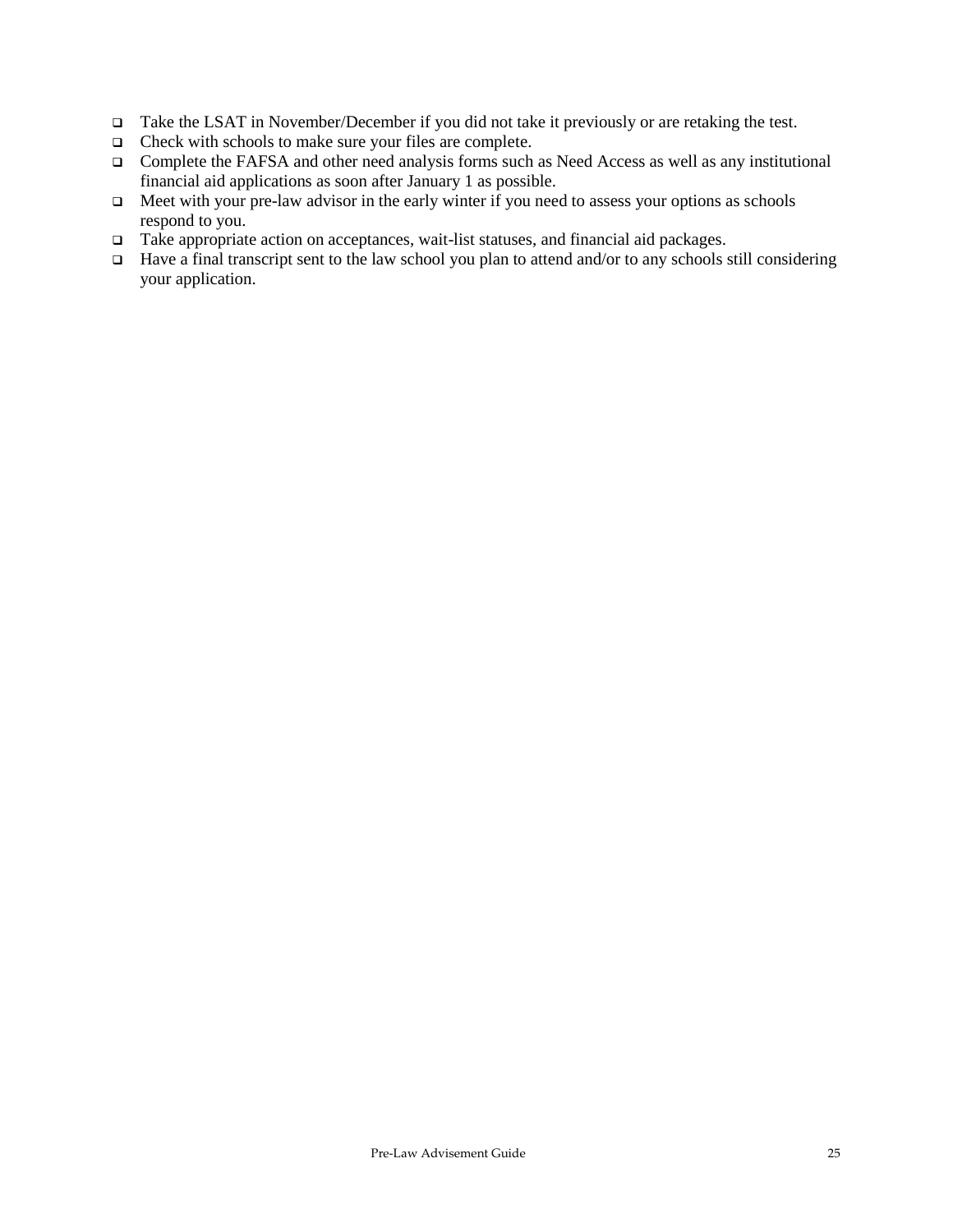- Take the LSAT in November/December if you did not take it previously or are retaking the test.
- Check with schools to make sure your files are complete.
- Complete the FAFSA and other need analysis forms such as Need Access as well as any institutional financial aid applications as soon after January 1 as possible.
- Meet with your pre-law advisor in the early winter if you need to assess your options as schools respond to you.
- Take appropriate action on acceptances, wait-list statuses, and financial aid packages.
- Have a final transcript sent to the law school you plan to attend and/or to any schools still considering your application.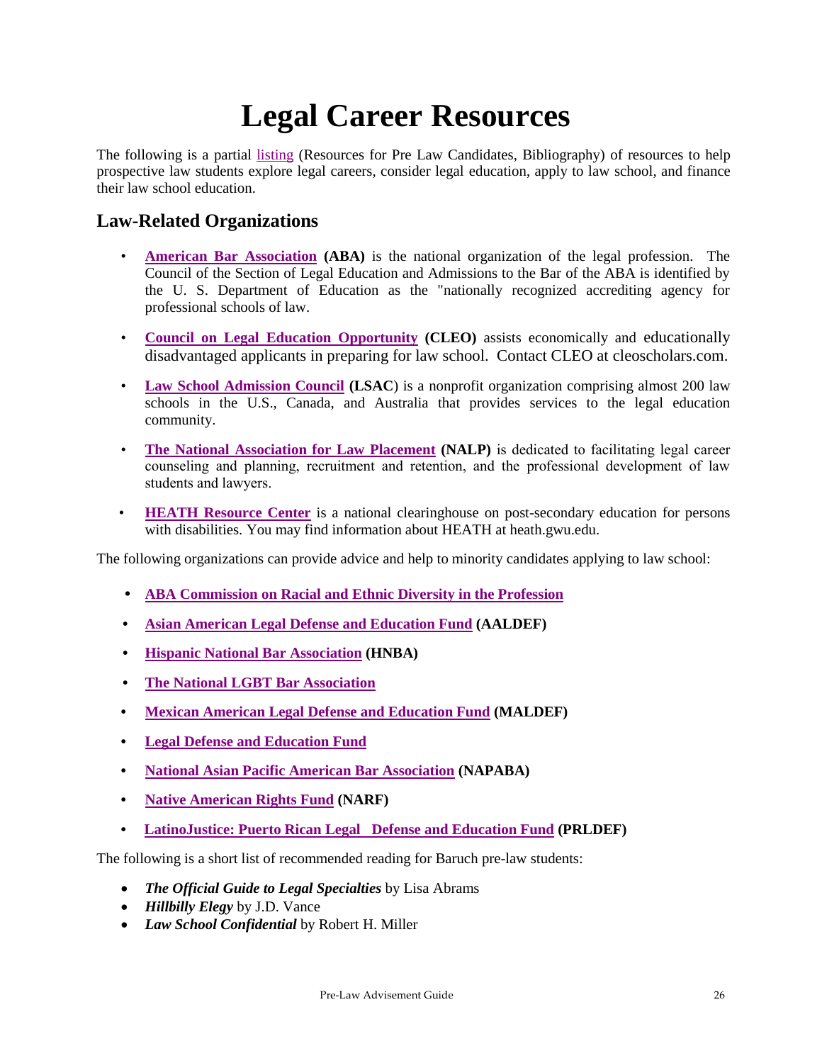# Legal Career Resources

The following is a partial listing (Resources for Pre Law Candidates, Bibliography) of resources to help prospective law students explore legal careers, consider legal education, apply to law school, and finance their law school education.

## Law-Related Organizations

- **American Bar Association (ABA)** is the national organization of the legal profession. The Council of the Section of Legal Education and Admissions to the Bar of the ABA is identified by the U. S. Department of Education as the "nationally recognized accrediting agency for professional schools of law.
- **Council on Legal Education Opportunity (CLEO)** assists economically and educationally disadvantaged applicants in preparing for law school. Contact CLEO at cleoscholars.com.
- **Law School Admission Council (LSAC**) is a nonprofit organization comprising almost 200 law schools in the U.S., Canada, and Australia that provides services to the legal education community.
- **The National Association for Law Placement (NALP)** is dedicated to facilitating legal career counseling and planning, recruitment and retention, and the professional development of law students and lawyers.
- **HEATH Resource Center** is a national clearinghouse on post-secondary education for persons with disabilities. You may find information about HEATH at heath.gwu.edu.

The following organizations can provide advice and help to minority candidates applying to law school:

- **ABA Commission on Racial and Ethnic Diversity in the Profession**
- **Asian American Legal Defense and Education Fund (AALDEF)**
- **Hispanic National Bar Association (HNBA)**
- **The National LGBT Bar Association**
- **Mexican American Legal Defense and Education Fund (MALDEF)**
- **Legal Defense and Education Fund**
- **National Asian Pacific American Bar Association (NAPABA)**
- **Native American Rights Fund (NARF)**
- **LatinoJustice: Puerto Rican Legal Defense and Education Fund (PRLDEF)**

The following is a short list of recommended reading for Baruch pre-law students:

- ***The Official Guide to Legal Specialties*** by Lisa Abrams
- ***Hillbilly Elegy*** by J.D. Vance
- ***Law School Confidential*** by Robert H. Miller